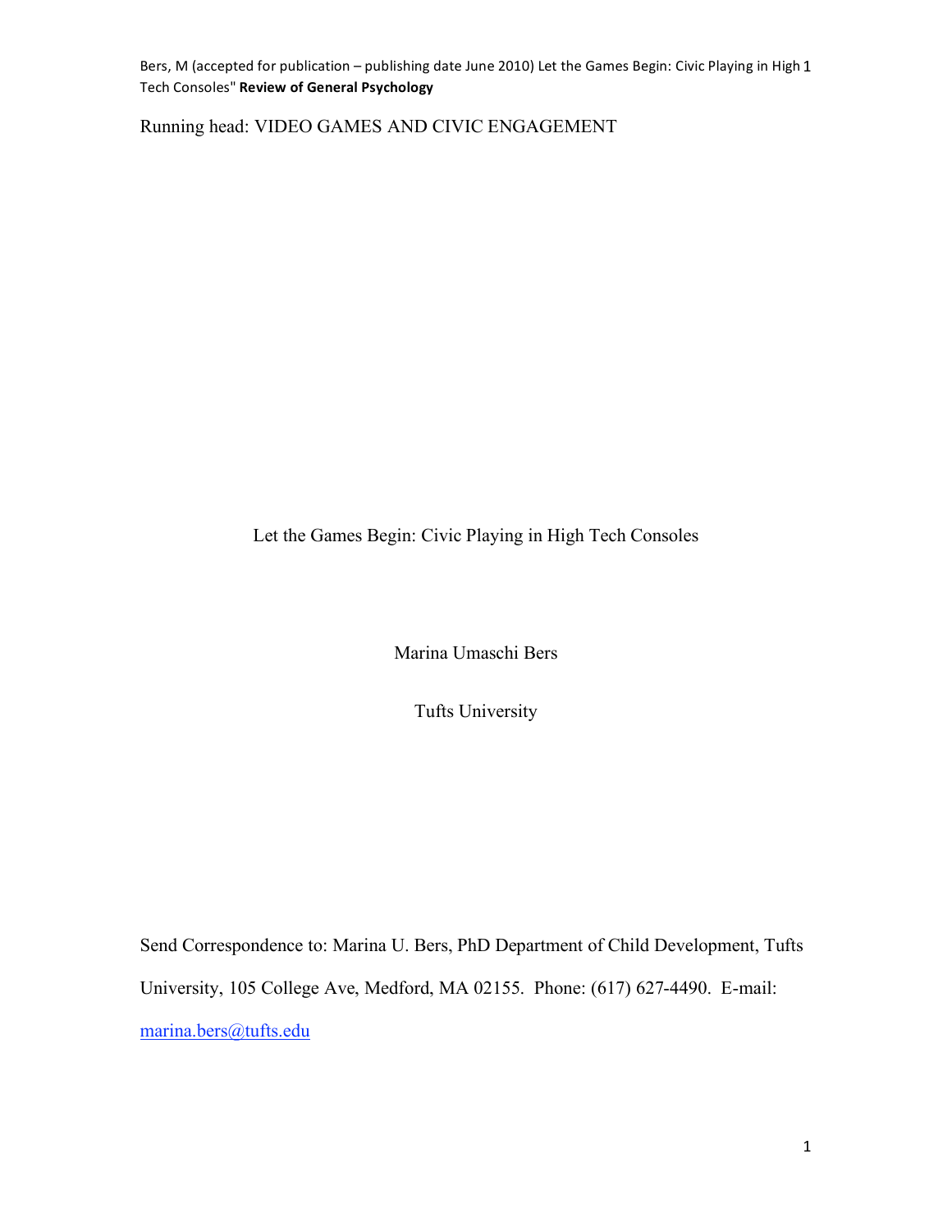Running head: VIDEO GAMES AND CIVIC ENGAGEMENT

# Let the Games Begin: Civic Playing in High Tech Consoles

Marina Umaschi Bers

Tufts University

Send Correspondence to: Marina U. Bers, PhD Department of Child Development, Tufts University, 105 College Ave, Medford, MA 02155. Phone: (617) 627-4490. E-mail: marina.bers@tufts.edu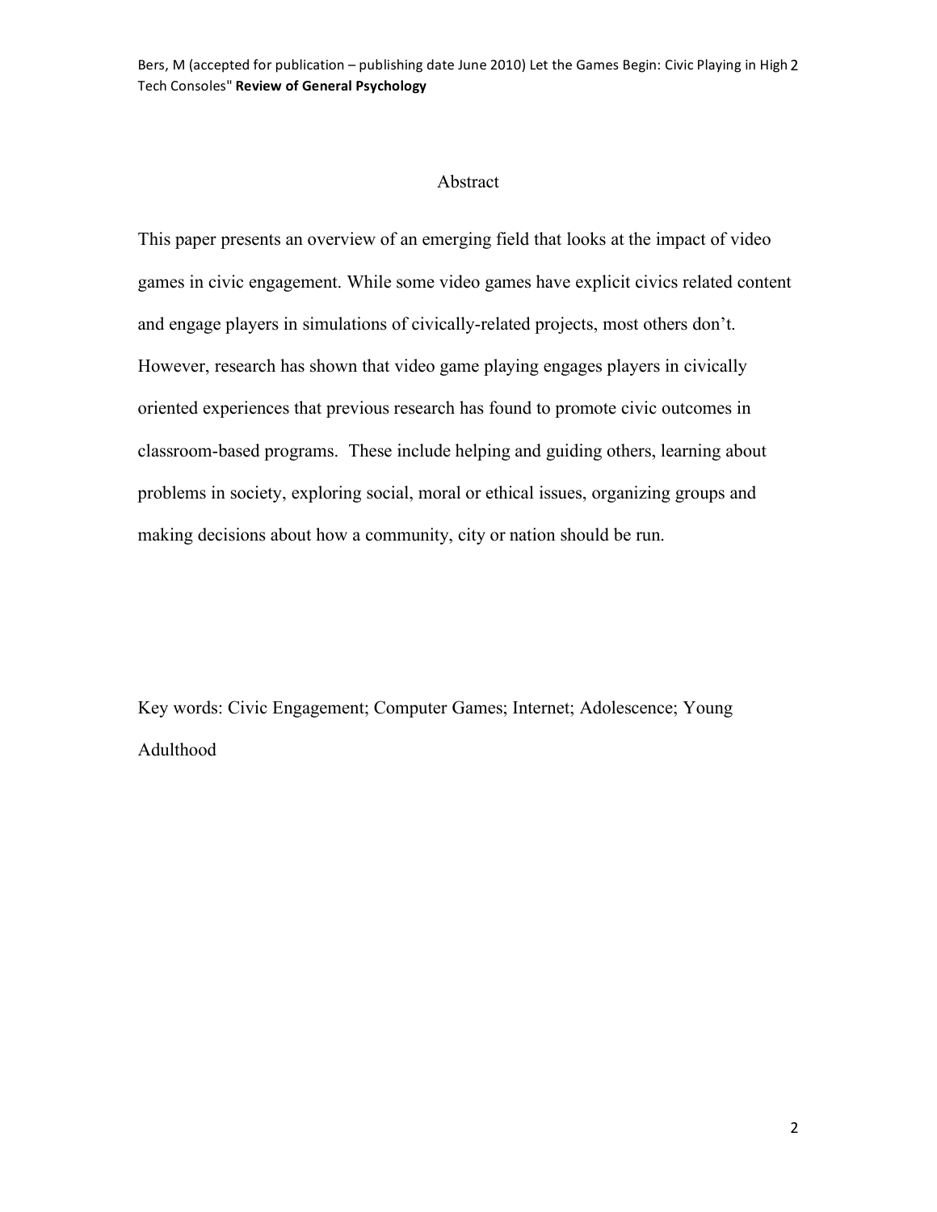## Abstract

This paper presents an overview of an emerging field that looks at the impact of video games in civic engagement. While some video games have explicit civics related content and engage players in simulations of civically-related projects, most others don't. However, research has shown that video game playing engages players in civically oriented experiences that previous research has found to promote civic outcomes in classroom-based programs. These include helping and guiding others, learning about problems in society, exploring social, moral or ethical issues, organizing groups and making decisions about how a community, city or nation should be run.

Key words: Civic Engagement; Computer Games; Internet; Adolescence; Young Adulthood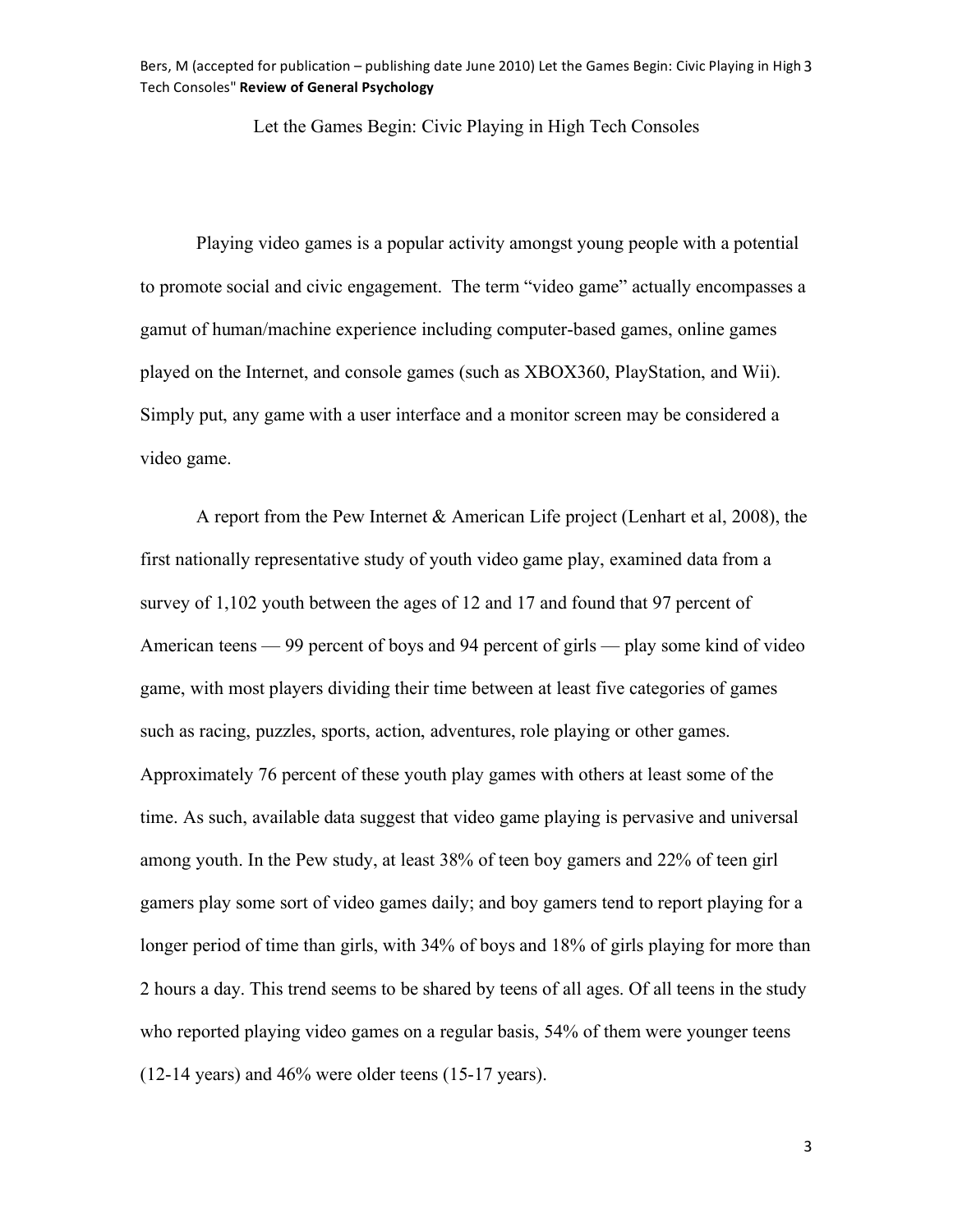# Let the Games Begin: Civic Playing in High Tech Consoles

Playing video games is a popular activity amongst young people with a potential to promote social and civic engagement. The term "video game" actually encompasses a gamut of human/machine experience including computer-based games, online games played on the Internet, and console games (such as XBOX360, PlayStation, and Wii). Simply put, any game with a user interface and a monitor screen may be considered a video game.

A report from the Pew Internet & American Life project (Lenhart et al, 2008), the first nationally representative study of youth video game play, examined data from a survey of 1,102 youth between the ages of 12 and 17 and found that 97 percent of American teens — 99 percent of boys and 94 percent of girls — play some kind of video game, with most players dividing their time between at least five categories of games such as racing, puzzles, sports, action, adventures, role playing or other games. Approximately 76 percent of these youth play games with others at least some of the time. As such, available data suggest that video game playing is pervasive and universal among youth. In the Pew study, at least 38% of teen boy gamers and 22% of teen girl gamers play some sort of video games daily; and boy gamers tend to report playing for a longer period of time than girls, with 34% of boys and 18% of girls playing for more than 2 hours a day. This trend seems to be shared by teens of all ages. Of all teens in the study who reported playing video games on a regular basis, 54% of them were younger teens (12-14 years) and 46% were older teens (15-17 years).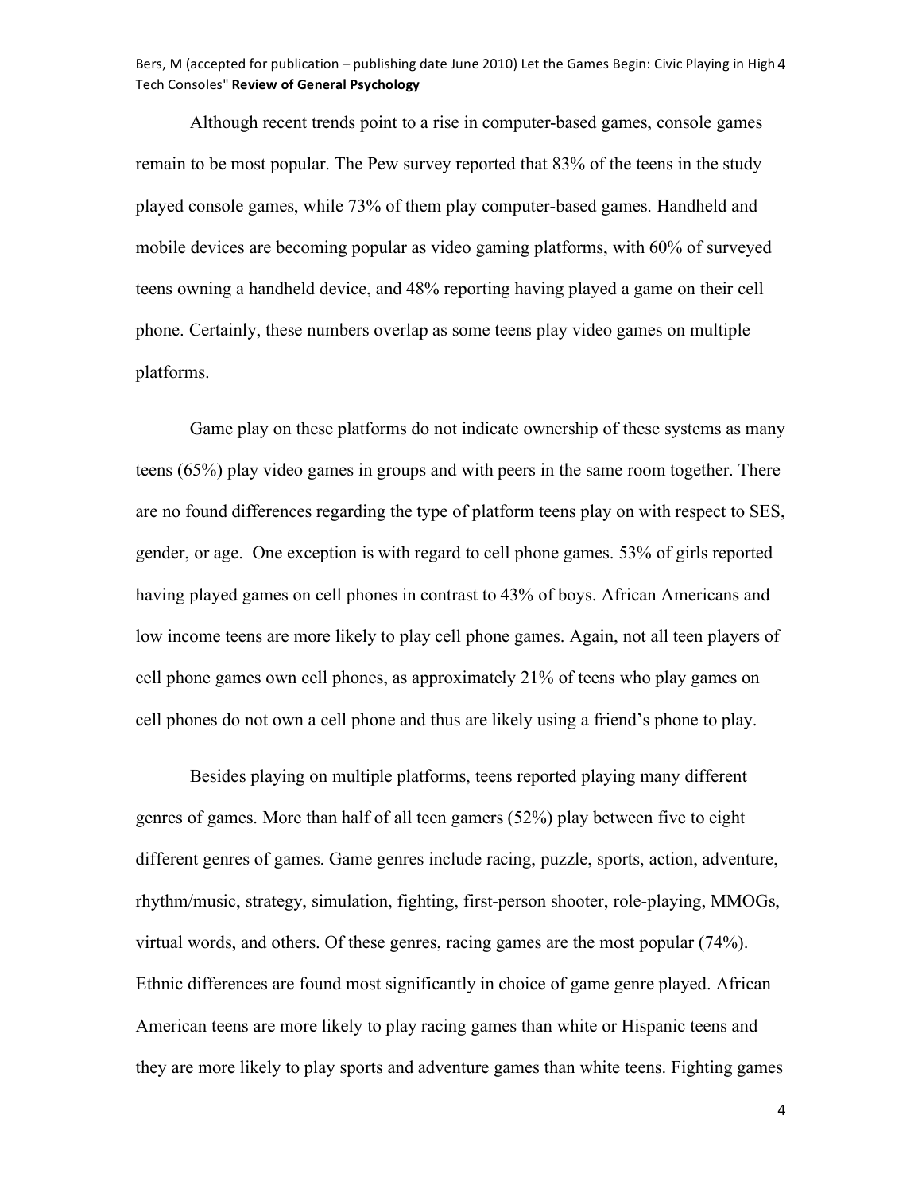Although recent trends point to a rise in computer-based games, console games remain to be most popular. The Pew survey reported that 83% of the teens in the study played console games, while 73% of them play computer-based games. Handheld and mobile devices are becoming popular as video gaming platforms, with 60% of surveyed teens owning a handheld device, and 48% reporting having played a game on their cell phone. Certainly, these numbers overlap as some teens play video games on multiple platforms.

Game play on these platforms do not indicate ownership of these systems as many teens (65%) play video games in groups and with peers in the same room together. There are no found differences regarding the type of platform teens play on with respect to SES, gender, or age. One exception is with regard to cell phone games. 53% of girls reported having played games on cell phones in contrast to 43% of boys. African Americans and low income teens are more likely to play cell phone games. Again, not all teen players of cell phone games own cell phones, as approximately 21% of teens who play games on cell phones do not own a cell phone and thus are likely using a friend's phone to play.

Besides playing on multiple platforms, teens reported playing many different genres of games. More than half of all teen gamers (52%) play between five to eight different genres of games. Game genres include racing, puzzle, sports, action, adventure, rhythm/music, strategy, simulation, fighting, first-person shooter, role-playing, MMOGs, virtual words, and others. Of these genres, racing games are the most popular (74%). Ethnic differences are found most significantly in choice of game genre played. African American teens are more likely to play racing games than white or Hispanic teens and they are more likely to play sports and adventure games than white teens. Fighting games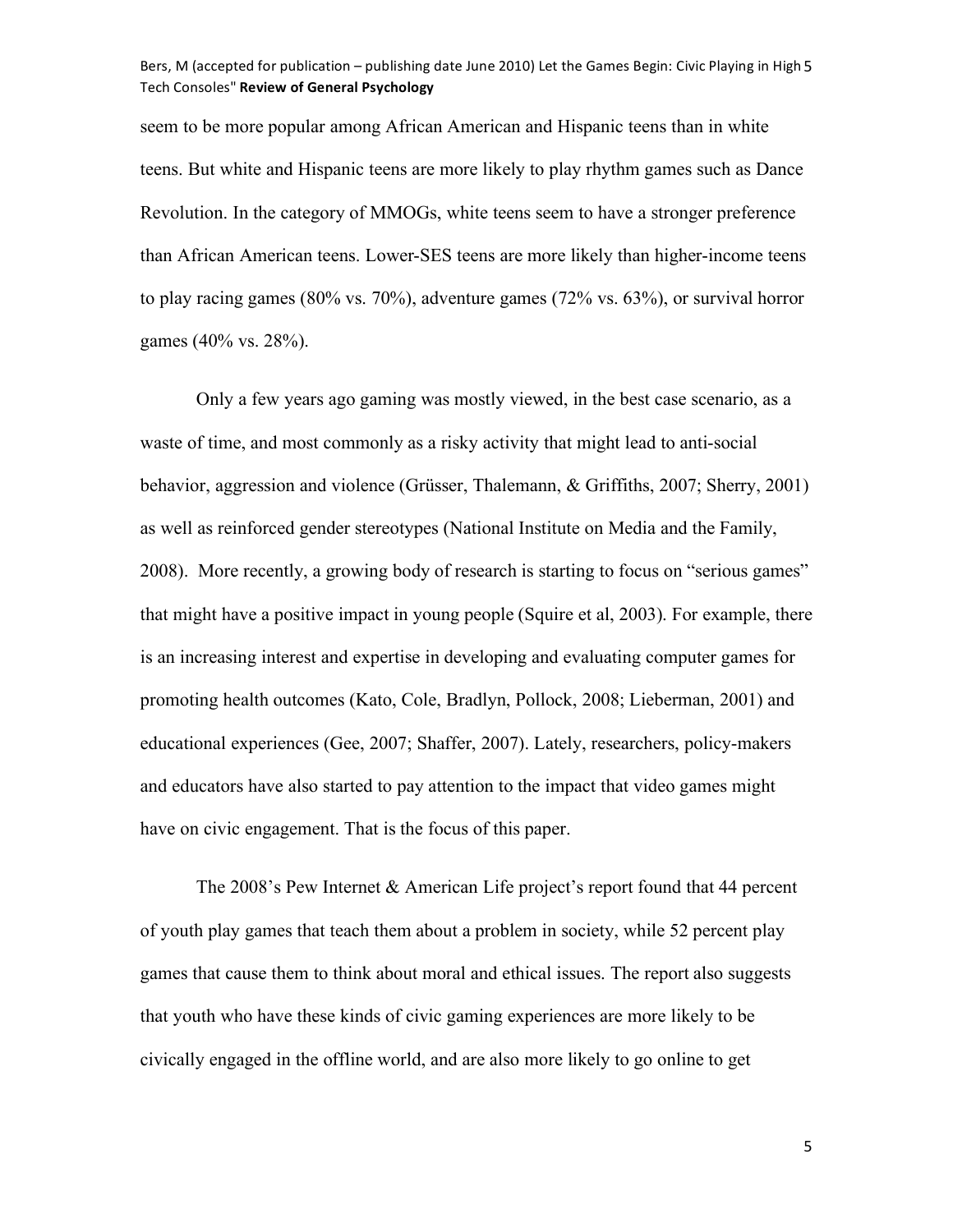seem to be more popular among African American and Hispanic teens than in white teens. But white and Hispanic teens are more likely to play rhythm games such as Dance Revolution. In the category of MMOGs, white teens seem to have a stronger preference than African American teens. Lower-SES teens are more likely than higher-income teens to play racing games (80% vs. 70%), adventure games (72% vs. 63%), or survival horror games (40% vs. 28%).

Only a few years ago gaming was mostly viewed, in the best case scenario, as a waste of time, and most commonly as a risky activity that might lead to anti-social behavior, aggression and violence (Grüsser, Thalemann, & Griffiths, 2007; Sherry, 2001) as well as reinforced gender stereotypes (National Institute on Media and the Family, 2008). More recently, a growing body of research is starting to focus on "serious games" that might have a positive impact in young people (Squire et al, 2003). For example, there is an increasing interest and expertise in developing and evaluating computer games for promoting health outcomes (Kato, Cole, Bradlyn, Pollock, 2008; Lieberman, 2001) and educational experiences (Gee, 2007; Shaffer, 2007). Lately, researchers, policy-makers and educators have also started to pay attention to the impact that video games might have on civic engagement. That is the focus of this paper.

The 2008's Pew Internet & American Life project's report found that 44 percent of youth play games that teach them about a problem in society, while 52 percent play games that cause them to think about moral and ethical issues. The report also suggests that youth who have these kinds of civic gaming experiences are more likely to be civically engaged in the offline world, and are also more likely to go online to get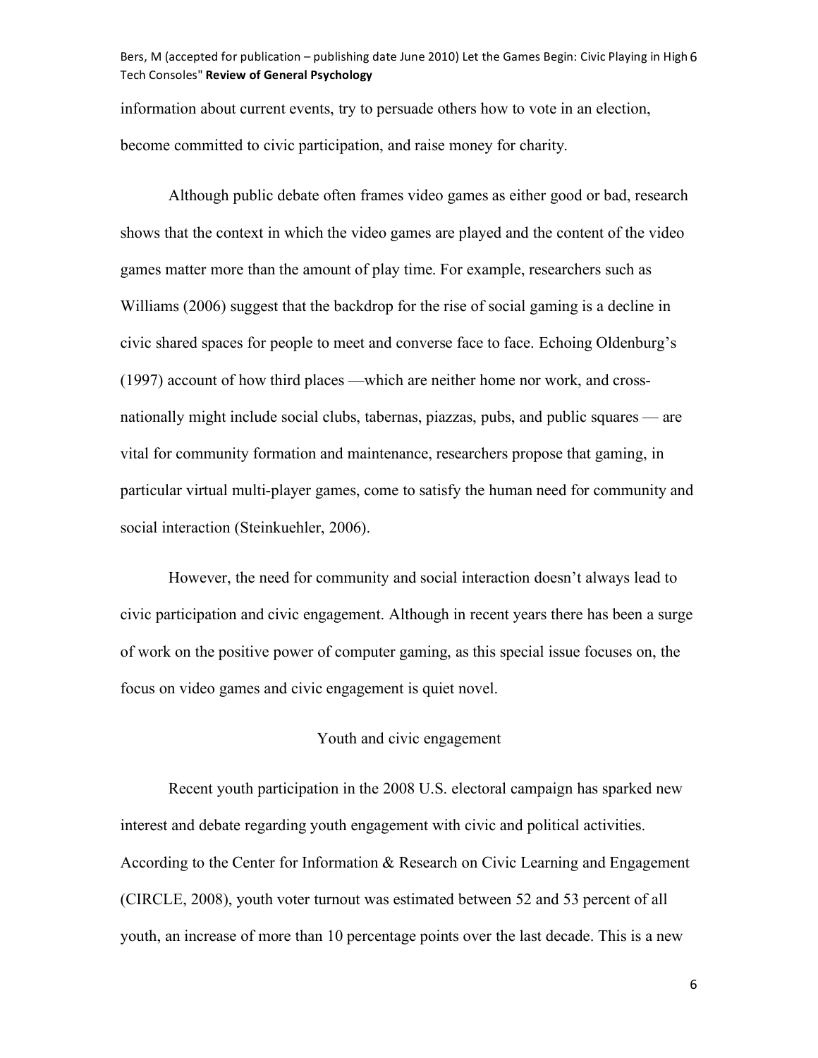information about current events, try to persuade others how to vote in an election, become committed to civic participation, and raise money for charity.

Although public debate often frames video games as either good or bad, research shows that the context in which the video games are played and the content of the video games matter more than the amount of play time. For example, researchers such as Williams (2006) suggest that the backdrop for the rise of social gaming is a decline in civic shared spaces for people to meet and converse face to face. Echoing Oldenburg's (1997) account of how third places —which are neither home nor work, and cross-nationally might include social clubs, tabernas, piazzas, pubs, and public squares — are vital for community formation and maintenance, researchers propose that gaming, in particular virtual multi-player games, come to satisfy the human need for community and social interaction (Steinkuehler, 2006).

However, the need for community and social interaction doesn't always lead to civic participation and civic engagement. Although in recent years there has been a surge of work on the positive power of computer gaming, as this special issue focuses on, the focus on video games and civic engagement is quiet novel.

## Youth and civic engagement

Recent youth participation in the 2008 U.S. electoral campaign has sparked new interest and debate regarding youth engagement with civic and political activities. According to the Center for Information & Research on Civic Learning and Engagement (CIRCLE, 2008), youth voter turnout was estimated between 52 and 53 percent of all youth, an increase of more than 10 percentage points over the last decade. This is a new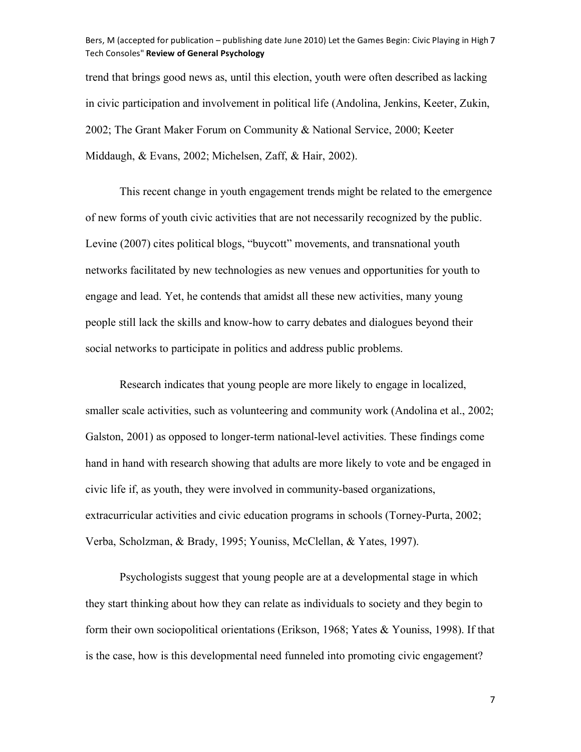trend that brings good news as, until this election, youth were often described as lacking in civic participation and involvement in political life (Andolina, Jenkins, Keeter, Zukin, 2002; The Grant Maker Forum on Community & National Service, 2000; Keeter Middaugh, & Evans, 2002; Michelsen, Zaff, & Hair, 2002).

This recent change in youth engagement trends might be related to the emergence of new forms of youth civic activities that are not necessarily recognized by the public. Levine (2007) cites political blogs, "buycott" movements, and transnational youth networks facilitated by new technologies as new venues and opportunities for youth to engage and lead. Yet, he contends that amidst all these new activities, many young people still lack the skills and know-how to carry debates and dialogues beyond their social networks to participate in politics and address public problems.

Research indicates that young people are more likely to engage in localized, smaller scale activities, such as volunteering and community work (Andolina et al., 2002; Galston, 2001) as opposed to longer-term national-level activities. These findings come hand in hand with research showing that adults are more likely to vote and be engaged in civic life if, as youth, they were involved in community-based organizations, extracurricular activities and civic education programs in schools (Torney-Purta, 2002; Verba, Scholzman, & Brady, 1995; Youniss, McClellan, & Yates, 1997).

Psychologists suggest that young people are at a developmental stage in which they start thinking about how they can relate as individuals to society and they begin to form their own sociopolitical orientations (Erikson, 1968; Yates & Youniss, 1998). If that is the case, how is this developmental need funneled into promoting civic engagement?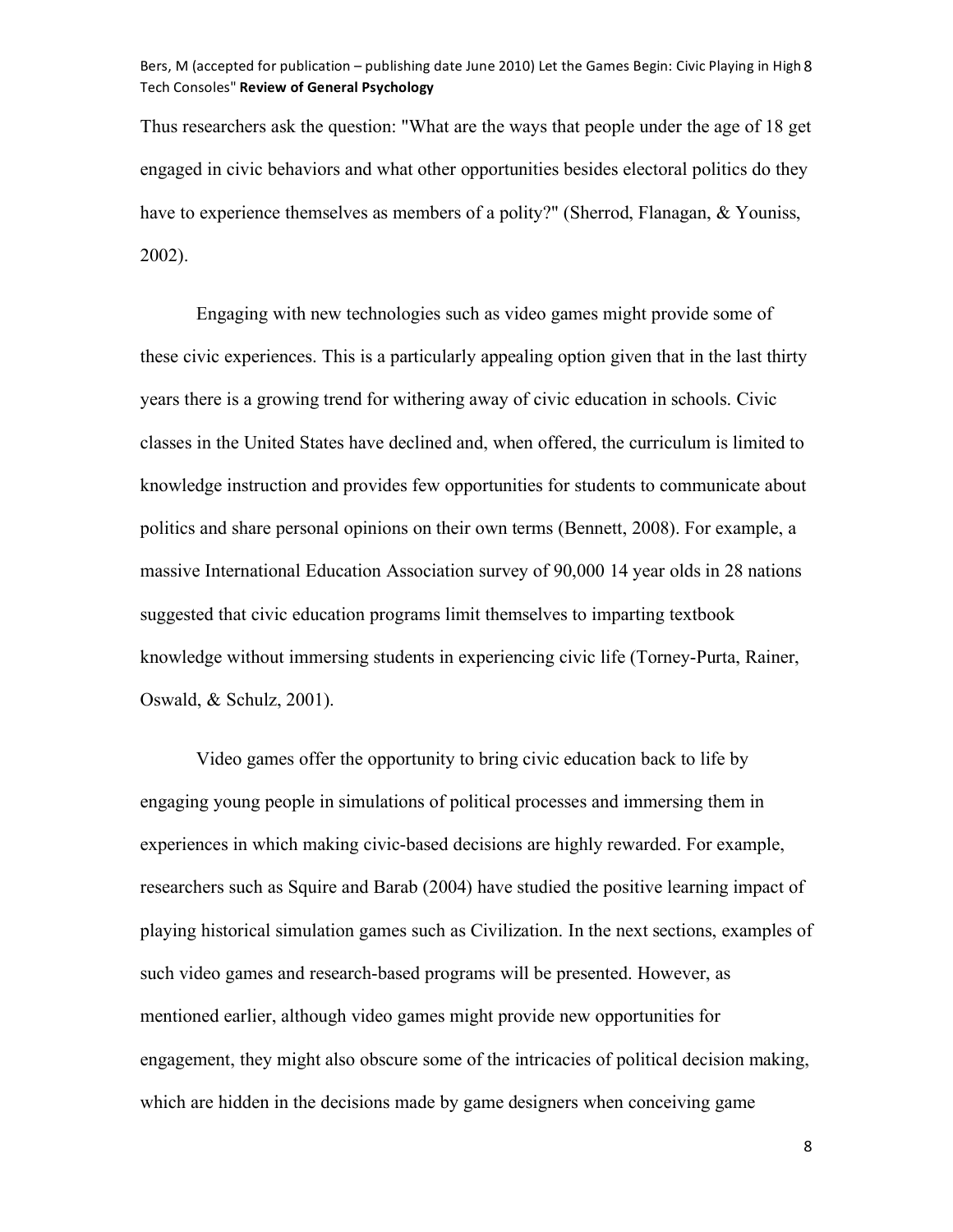Thus researchers ask the question: "What are the ways that people under the age of 18 get engaged in civic behaviors and what other opportunities besides electoral politics do they have to experience themselves as members of a polity?" (Sherrod, Flanagan, & Youniss, 2002).

Engaging with new technologies such as video games might provide some of these civic experiences. This is a particularly appealing option given that in the last thirty years there is a growing trend for withering away of civic education in schools. Civic classes in the United States have declined and, when offered, the curriculum is limited to knowledge instruction and provides few opportunities for students to communicate about politics and share personal opinions on their own terms (Bennett, 2008). For example, a massive International Education Association survey of 90,000 14 year olds in 28 nations suggested that civic education programs limit themselves to imparting textbook knowledge without immersing students in experiencing civic life (Torney-Purta, Rainer, Oswald, & Schulz, 2001).

Video games offer the opportunity to bring civic education back to life by engaging young people in simulations of political processes and immersing them in experiences in which making civic-based decisions are highly rewarded. For example, researchers such as Squire and Barab (2004) have studied the positive learning impact of playing historical simulation games such as Civilization. In the next sections, examples of such video games and research-based programs will be presented. However, as mentioned earlier, although video games might provide new opportunities for engagement, they might also obscure some of the intricacies of political decision making, which are hidden in the decisions made by game designers when conceiving game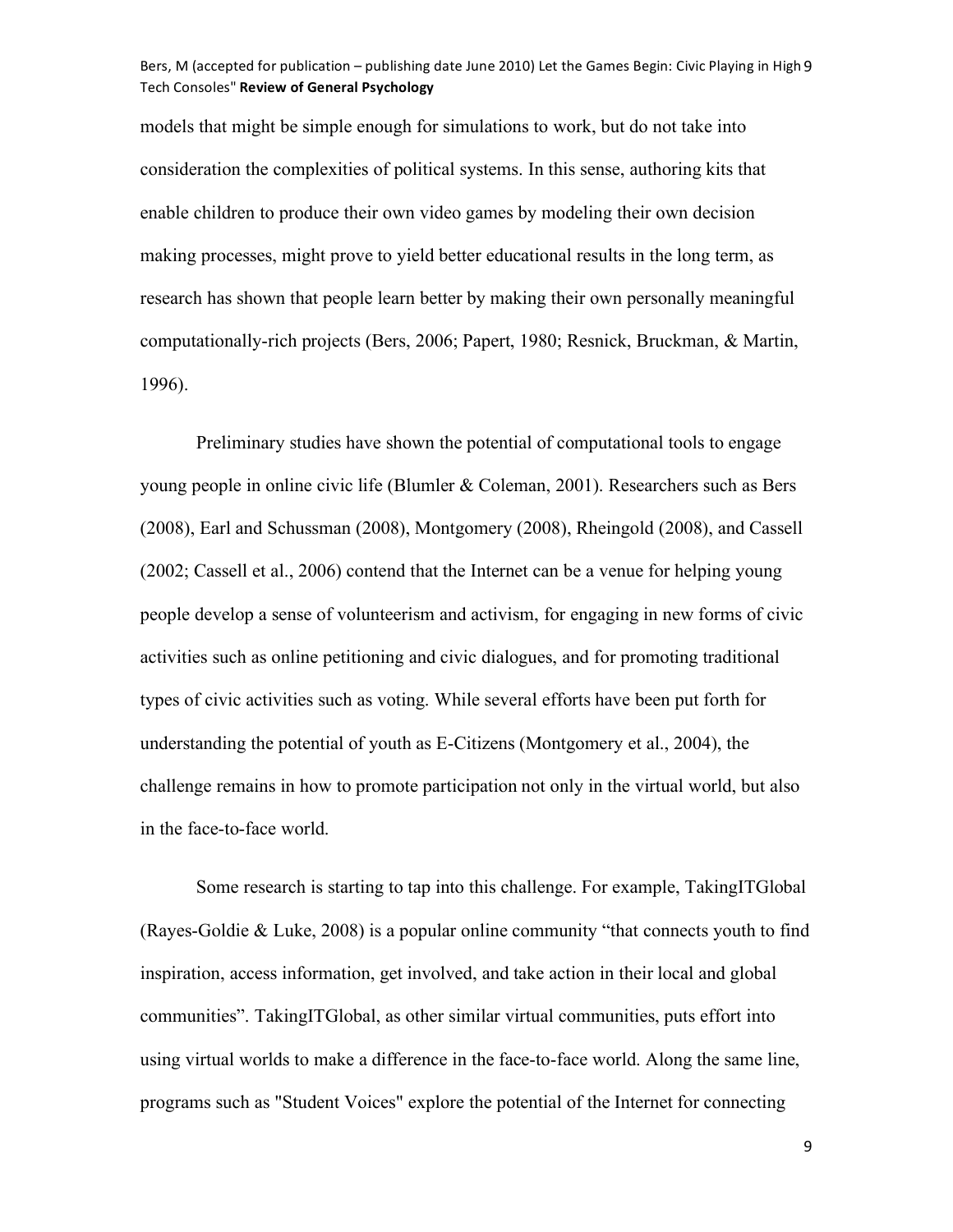models that might be simple enough for simulations to work, but do not take into consideration the complexities of political systems. In this sense, authoring kits that enable children to produce their own video games by modeling their own decision making processes, might prove to yield better educational results in the long term, as research has shown that people learn better by making their own personally meaningful computationally-rich projects (Bers, 2006; Papert, 1980; Resnick, Bruckman, & Martin, 1996).

Preliminary studies have shown the potential of computational tools to engage young people in online civic life (Blumler & Coleman, 2001). Researchers such as Bers (2008), Earl and Schussman (2008), Montgomery (2008), Rheingold (2008), and Cassell (2002; Cassell et al., 2006) contend that the Internet can be a venue for helping young people develop a sense of volunteerism and activism, for engaging in new forms of civic activities such as online petitioning and civic dialogues, and for promoting traditional types of civic activities such as voting. While several efforts have been put forth for understanding the potential of youth as E-Citizens (Montgomery et al., 2004), the challenge remains in how to promote participation not only in the virtual world, but also in the face-to-face world.

Some research is starting to tap into this challenge. For example, TakingITGlobal (Rayes-Goldie & Luke, 2008) is a popular online community "that connects youth to find inspiration, access information, get involved, and take action in their local and global communities". TakingITGlobal, as other similar virtual communities, puts effort into using virtual worlds to make a difference in the face-to-face world. Along the same line, programs such as "Student Voices" explore the potential of the Internet for connecting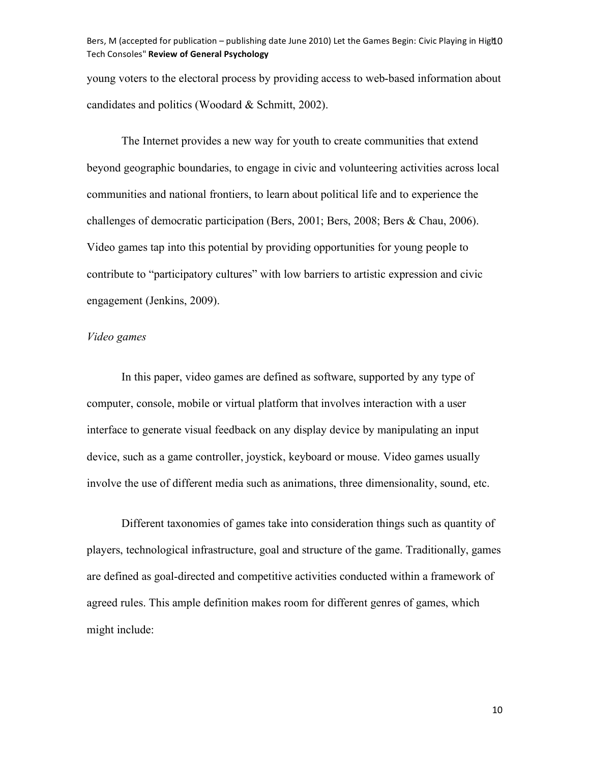young voters to the electoral process by providing access to web-based information about candidates and politics (Woodard & Schmitt, 2002).

The Internet provides a new way for youth to create communities that extend beyond geographic boundaries, to engage in civic and volunteering activities across local communities and national frontiers, to learn about political life and to experience the challenges of democratic participation (Bers, 2001; Bers, 2008; Bers & Chau, 2006). Video games tap into this potential by providing opportunities for young people to contribute to "participatory cultures" with low barriers to artistic expression and civic engagement (Jenkins, 2009).

*Video games*

In this paper, video games are defined as software, supported by any type of computer, console, mobile or virtual platform that involves interaction with a user interface to generate visual feedback on any display device by manipulating an input device, such as a game controller, joystick, keyboard or mouse. Video games usually involve the use of different media such as animations, three dimensionality, sound, etc.

Different taxonomies of games take into consideration things such as quantity of players, technological infrastructure, goal and structure of the game. Traditionally, games are defined as goal-directed and competitive activities conducted within a framework of agreed rules. This ample definition makes room for different genres of games, which might include: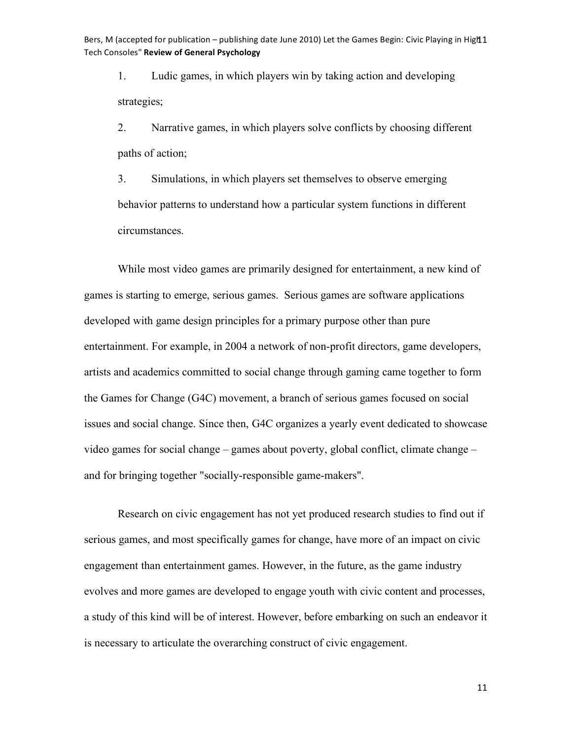1. Ludic games, in which players win by taking action and developing strategies;

2. Narrative games, in which players solve conflicts by choosing different paths of action;

3. Simulations, in which players set themselves to observe emerging behavior patterns to understand how a particular system functions in different circumstances.

While most video games are primarily designed for entertainment, a new kind of games is starting to emerge, serious games. Serious games are software applications developed with game design principles for a primary purpose other than pure entertainment. For example, in 2004 a network of non-profit directors, game developers, artists and academics committed to social change through gaming came together to form the Games for Change (G4C) movement, a branch of serious games focused on social issues and social change. Since then, G4C organizes a yearly event dedicated to showcase video games for social change – games about poverty, global conflict, climate change – and for bringing together "socially-responsible game-makers".

Research on civic engagement has not yet produced research studies to find out if serious games, and most specifically games for change, have more of an impact on civic engagement than entertainment games. However, in the future, as the game industry evolves and more games are developed to engage youth with civic content and processes, a study of this kind will be of interest. However, before embarking on such an endeavor it is necessary to articulate the overarching construct of civic engagement.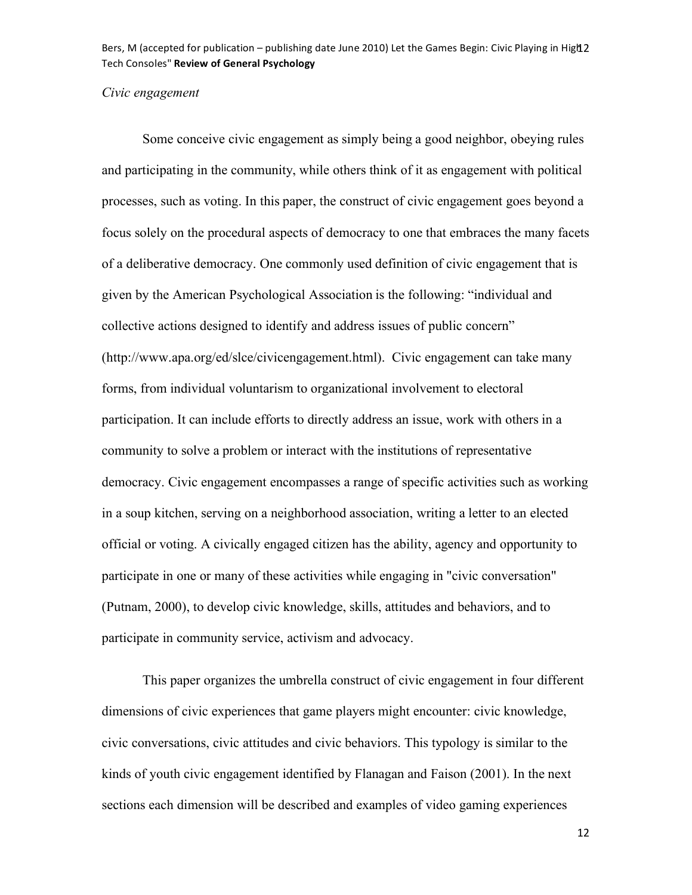*Civic engagement*

Some conceive civic engagement as simply being a good neighbor, obeying rules and participating in the community, while others think of it as engagement with political processes, such as voting. In this paper, the construct of civic engagement goes beyond a focus solely on the procedural aspects of democracy to one that embraces the many facets of a deliberative democracy. One commonly used definition of civic engagement that is given by the American Psychological Association is the following: "individual and collective actions designed to identify and address issues of public concern" (http://www.apa.org/ed/slce/civicengagement.html). Civic engagement can take many forms, from individual voluntarism to organizational involvement to electoral participation. It can include efforts to directly address an issue, work with others in a community to solve a problem or interact with the institutions of representative democracy. Civic engagement encompasses a range of specific activities such as working in a soup kitchen, serving on a neighborhood association, writing a letter to an elected official or voting. A civically engaged citizen has the ability, agency and opportunity to participate in one or many of these activities while engaging in "civic conversation" (Putnam, 2000), to develop civic knowledge, skills, attitudes and behaviors, and to participate in community service, activism and advocacy.

This paper organizes the umbrella construct of civic engagement in four different dimensions of civic experiences that game players might encounter: civic knowledge, civic conversations, civic attitudes and civic behaviors. This typology is similar to the kinds of youth civic engagement identified by Flanagan and Faison (2001). In the next sections each dimension will be described and examples of video gaming experiences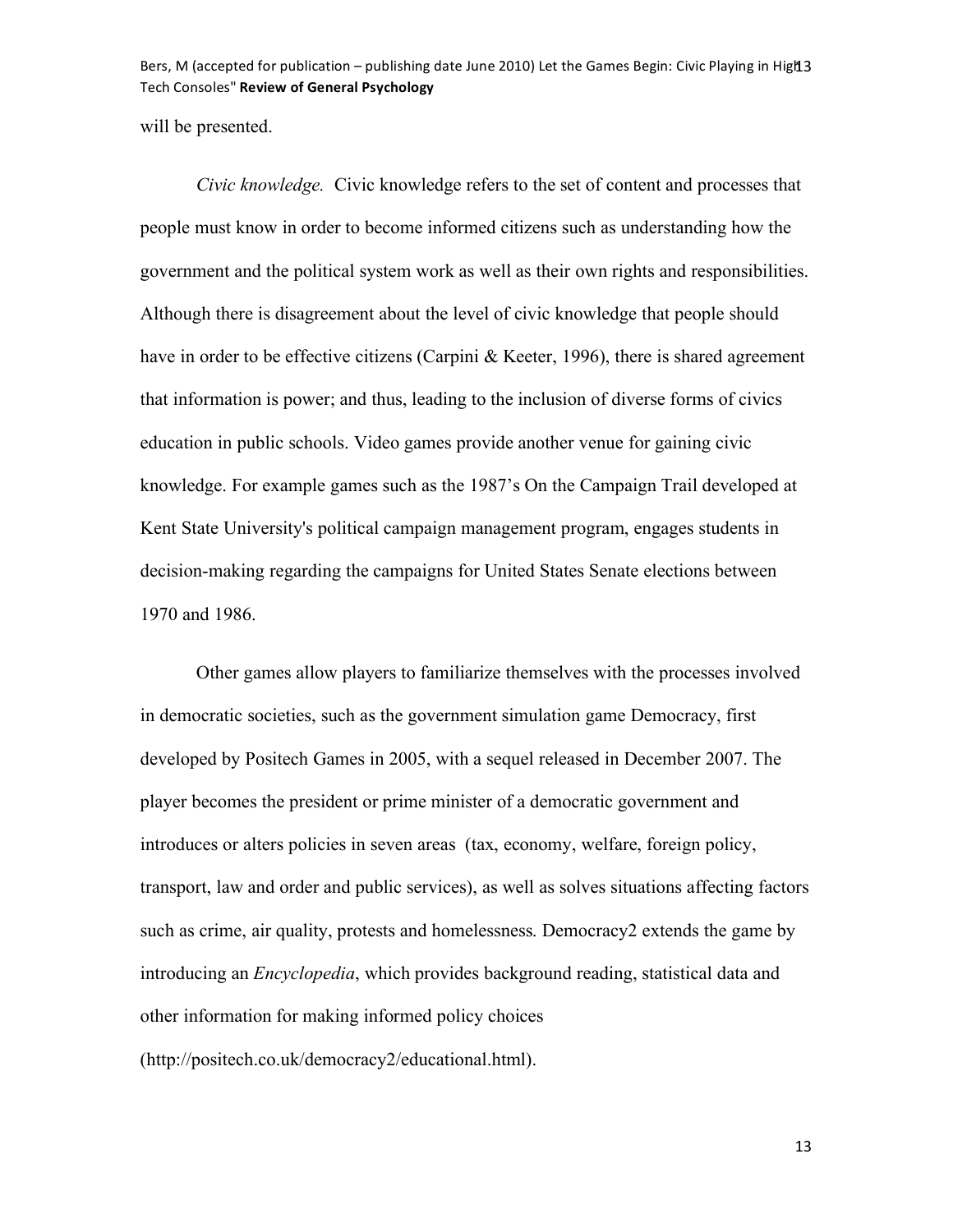will be presented.

*Civic knowledge.* Civic knowledge refers to the set of content and processes that people must know in order to become informed citizens such as understanding how the government and the political system work as well as their own rights and responsibilities. Although there is disagreement about the level of civic knowledge that people should have in order to be effective citizens (Carpini & Keeter, 1996), there is shared agreement that information is power; and thus, leading to the inclusion of diverse forms of civics education in public schools. Video games provide another venue for gaining civic knowledge. For example games such as the 1987's On the Campaign Trail developed at Kent State University's political campaign management program, engages students in decision-making regarding the campaigns for United States Senate elections between 1970 and 1986.

Other games allow players to familiarize themselves with the processes involved in democratic societies, such as the government simulation game Democracy, first developed by Positech Games in 2005, with a sequel released in December 2007. The player becomes the president or prime minister of a democratic government and introduces or alters policies in seven areas (tax, economy, welfare, foreign policy, transport, law and order and public services), as well as solves situations affecting factors such as crime, air quality, protests and homelessness. Democracy2 extends the game by introducing an *Encyclopedia*, which provides background reading, statistical data and other information for making informed policy choices (http://positech.co.uk/democracy2/educational.html).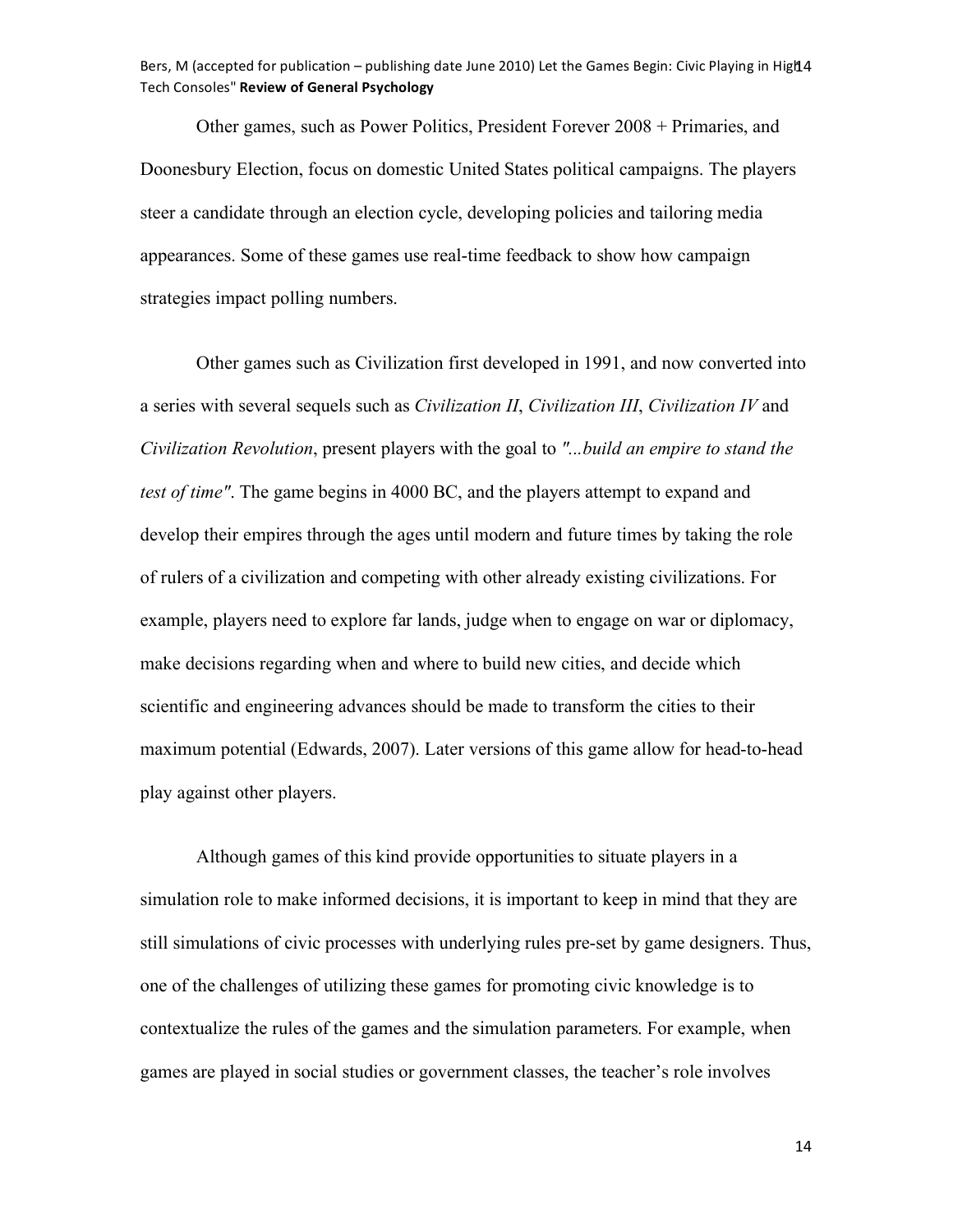Other games, such as Power Politics, President Forever 2008 + Primaries, and Doonesbury Election, focus on domestic United States political campaigns. The players steer a candidate through an election cycle, developing policies and tailoring media appearances. Some of these games use real-time feedback to show how campaign strategies impact polling numbers.

Other games such as Civilization first developed in 1991, and now converted into a series with several sequels such as *Civilization II*, *Civilization III*, *Civilization IV* and *Civilization Revolution*, present players with the goal to *"...build an empire to stand the test of time"*. The game begins in 4000 BC, and the players attempt to expand and develop their empires through the ages until modern and future times by taking the role of rulers of a civilization and competing with other already existing civilizations. For example, players need to explore far lands, judge when to engage on war or diplomacy, make decisions regarding when and where to build new cities, and decide which scientific and engineering advances should be made to transform the cities to their maximum potential (Edwards, 2007). Later versions of this game allow for head-to-head play against other players.

Although games of this kind provide opportunities to situate players in a simulation role to make informed decisions, it is important to keep in mind that they are still simulations of civic processes with underlying rules pre-set by game designers. Thus, one of the challenges of utilizing these games for promoting civic knowledge is to contextualize the rules of the games and the simulation parameters. For example, when games are played in social studies or government classes, the teacher's role involves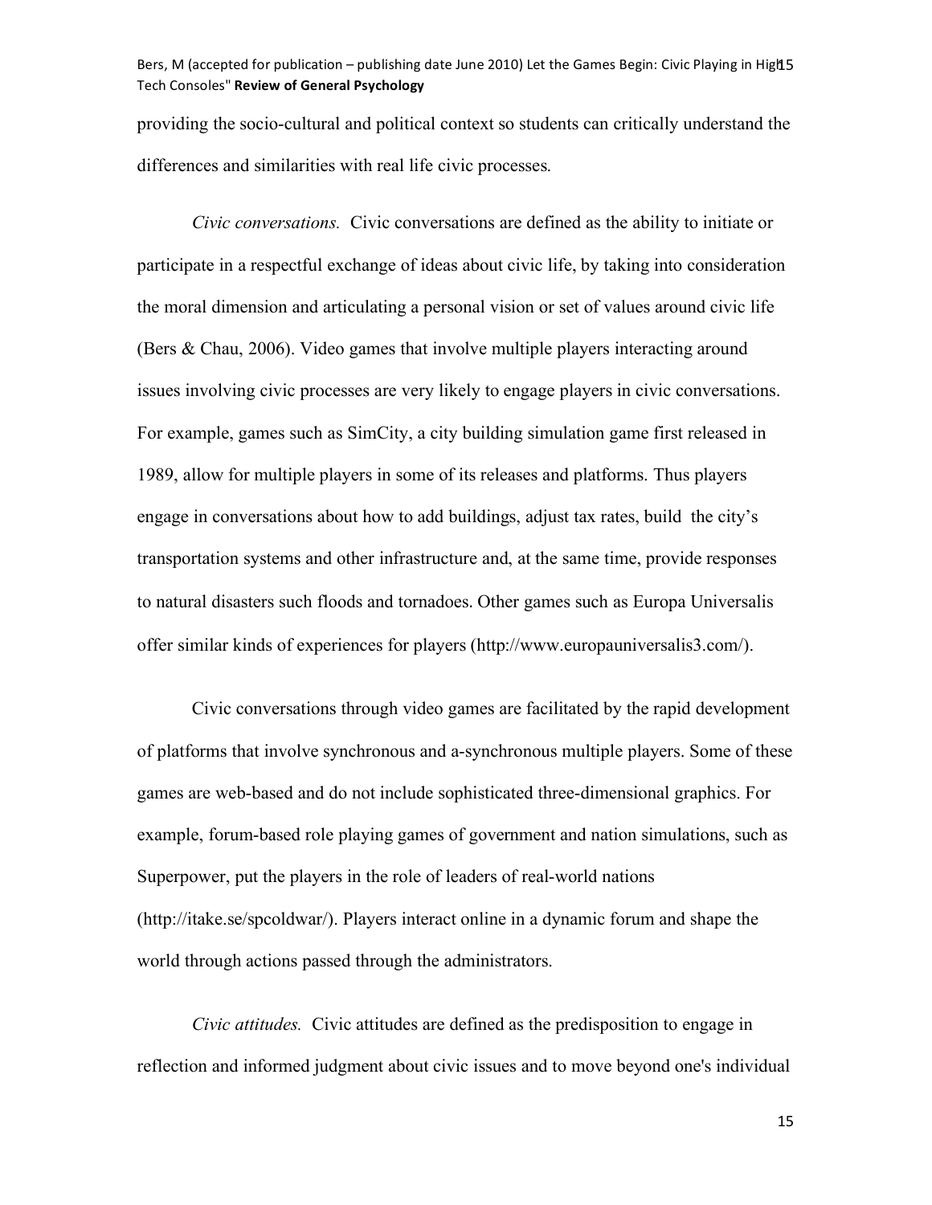providing the socio-cultural and political context so students can critically understand the differences and similarities with real life civic processes.

*Civic conversations.* Civic conversations are defined as the ability to initiate or participate in a respectful exchange of ideas about civic life, by taking into consideration the moral dimension and articulating a personal vision or set of values around civic life (Bers & Chau, 2006). Video games that involve multiple players interacting around issues involving civic processes are very likely to engage players in civic conversations. For example, games such as SimCity, a city building simulation game first released in 1989, allow for multiple players in some of its releases and platforms. Thus players engage in conversations about how to add buildings, adjust tax rates, build the city's transportation systems and other infrastructure and, at the same time, provide responses to natural disasters such floods and tornadoes. Other games such as Europa Universalis offer similar kinds of experiences for players (http://www.europauniversalis3.com/).

Civic conversations through video games are facilitated by the rapid development of platforms that involve synchronous and a-synchronous multiple players. Some of these games are web-based and do not include sophisticated three-dimensional graphics. For example, forum-based role playing games of government and nation simulations, such as Superpower, put the players in the role of leaders of real-world nations (http://itake.se/spcoldwar/). Players interact online in a dynamic forum and shape the world through actions passed through the administrators.

*Civic attitudes.* Civic attitudes are defined as the predisposition to engage in reflection and informed judgment about civic issues and to move beyond one's individual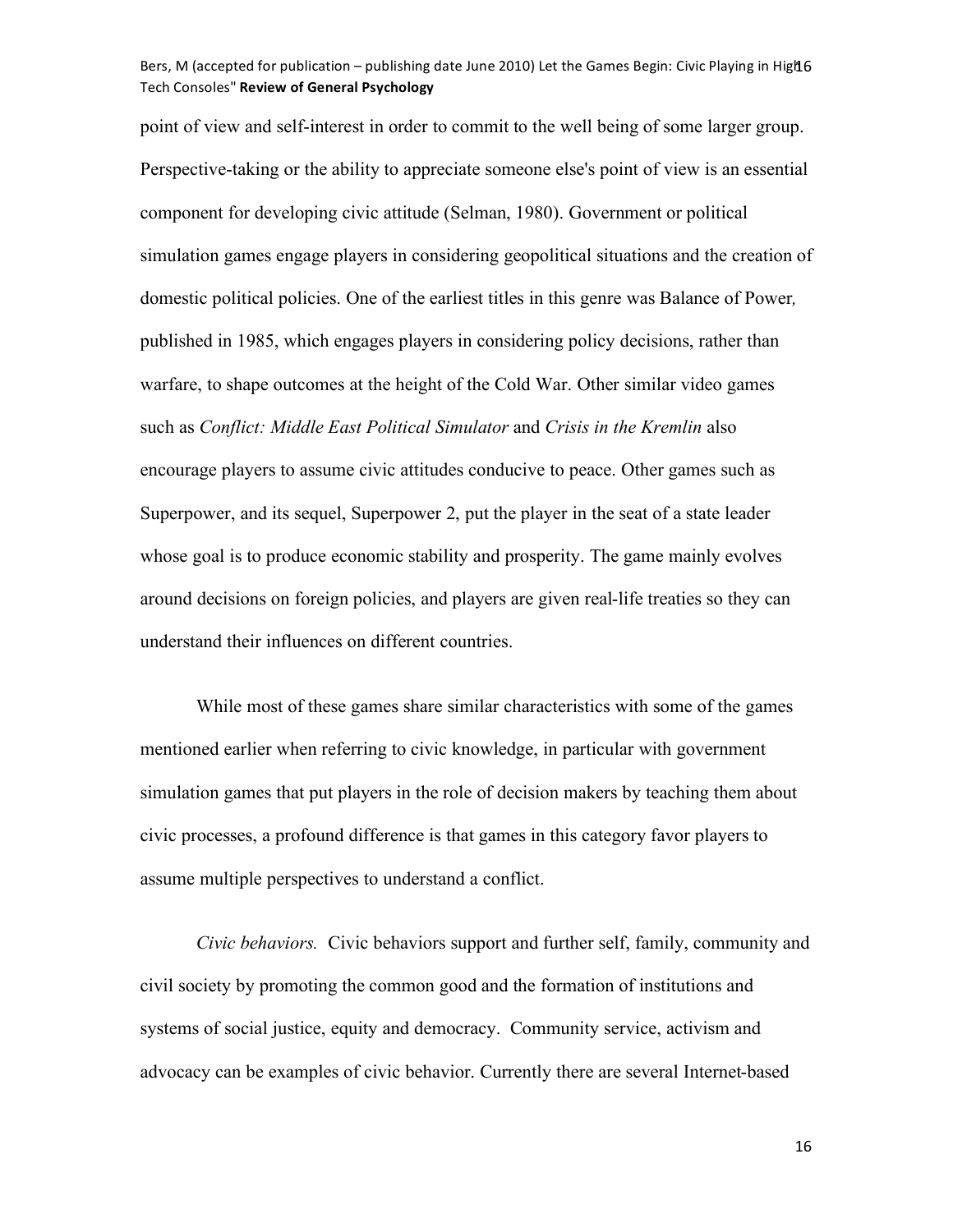point of view and self-interest in order to commit to the well being of some larger group. Perspective-taking or the ability to appreciate someone else's point of view is an essential component for developing civic attitude (Selman, 1980). Government or political simulation games engage players in considering geopolitical situations and the creation of domestic political policies. One of the earliest titles in this genre was Balance of Power*,* published in 1985, which engages players in considering policy decisions, rather than warfare, to shape outcomes at the height of the Cold War. Other similar video games such as *Conflict: Middle East Political Simulator* and *Crisis in the Kremlin* also encourage players to assume civic attitudes conducive to peace. Other games such as Superpower, and its sequel, Superpower 2, put the player in the seat of a state leader whose goal is to produce economic stability and prosperity. The game mainly evolves around decisions on foreign policies, and players are given real-life treaties so they can understand their influences on different countries.

While most of these games share similar characteristics with some of the games mentioned earlier when referring to civic knowledge, in particular with government simulation games that put players in the role of decision makers by teaching them about civic processes, a profound difference is that games in this category favor players to assume multiple perspectives to understand a conflict.

*Civic behaviors.* Civic behaviors support and further self, family, community and civil society by promoting the common good and the formation of institutions and systems of social justice, equity and democracy. Community service, activism and advocacy can be examples of civic behavior. Currently there are several Internet-based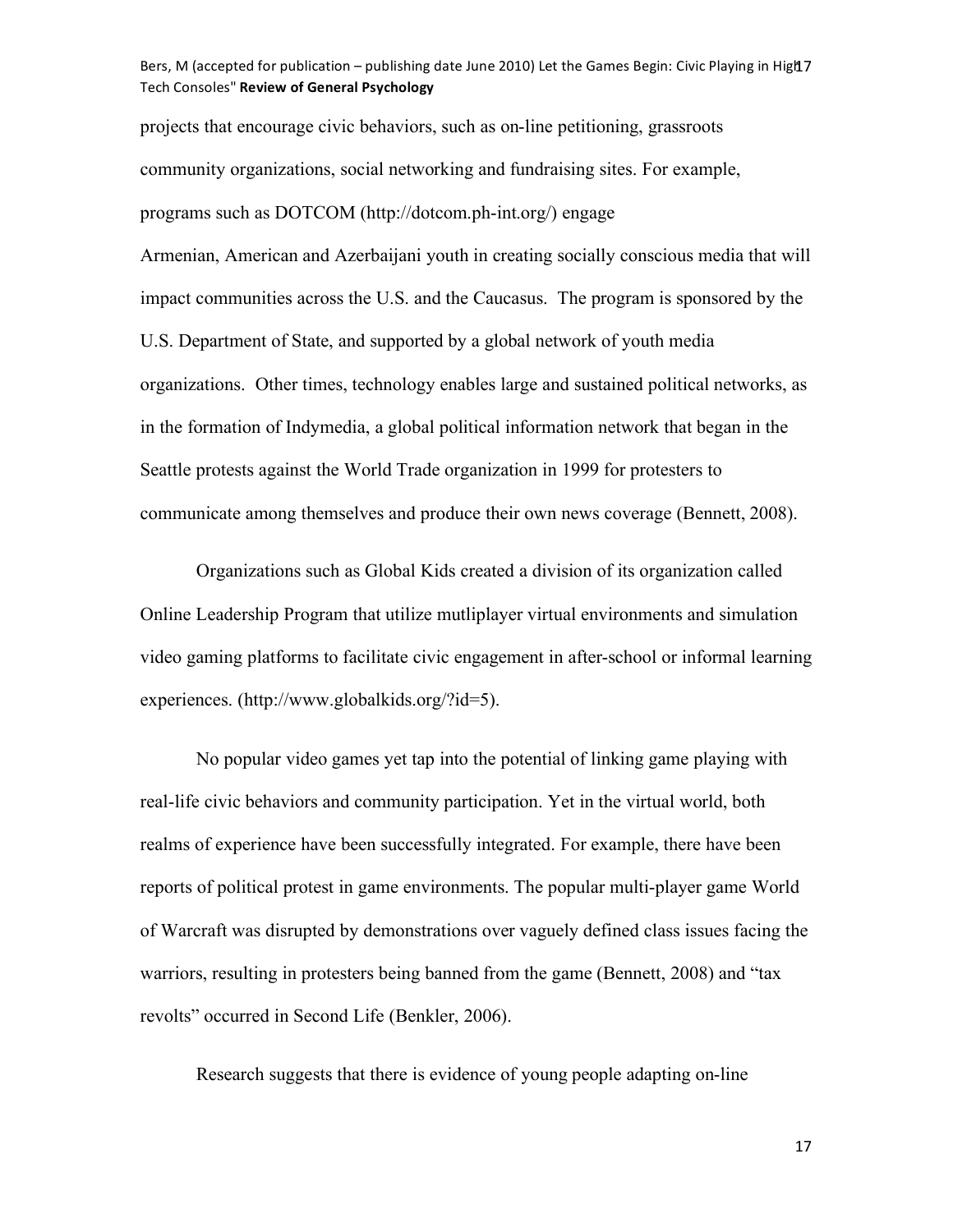projects that encourage civic behaviors, such as on-line petitioning, grassroots community organizations, social networking and fundraising sites. For example, programs such as DOTCOM (http://dotcom.ph-int.org/) engage Armenian, American and Azerbaijani youth in creating socially conscious media that will impact communities across the U.S. and the Caucasus. The program is sponsored by the U.S. Department of State, and supported by a global network of youth media organizations. Other times, technology enables large and sustained political networks, as in the formation of Indymedia, a global political information network that began in the Seattle protests against the World Trade organization in 1999 for protesters to communicate among themselves and produce their own news coverage (Bennett, 2008).

Organizations such as Global Kids created a division of its organization called Online Leadership Program that utilize mutliplayer virtual environments and simulation video gaming platforms to facilitate civic engagement in after-school or informal learning experiences. (http://www.globalkids.org/?id=5).

No popular video games yet tap into the potential of linking game playing with real-life civic behaviors and community participation. Yet in the virtual world, both realms of experience have been successfully integrated. For example, there have been reports of political protest in game environments. The popular multi-player game World of Warcraft was disrupted by demonstrations over vaguely defined class issues facing the warriors, resulting in protesters being banned from the game (Bennett, 2008) and "tax revolts" occurred in Second Life (Benkler, 2006).

Research suggests that there is evidence of young people adapting on-line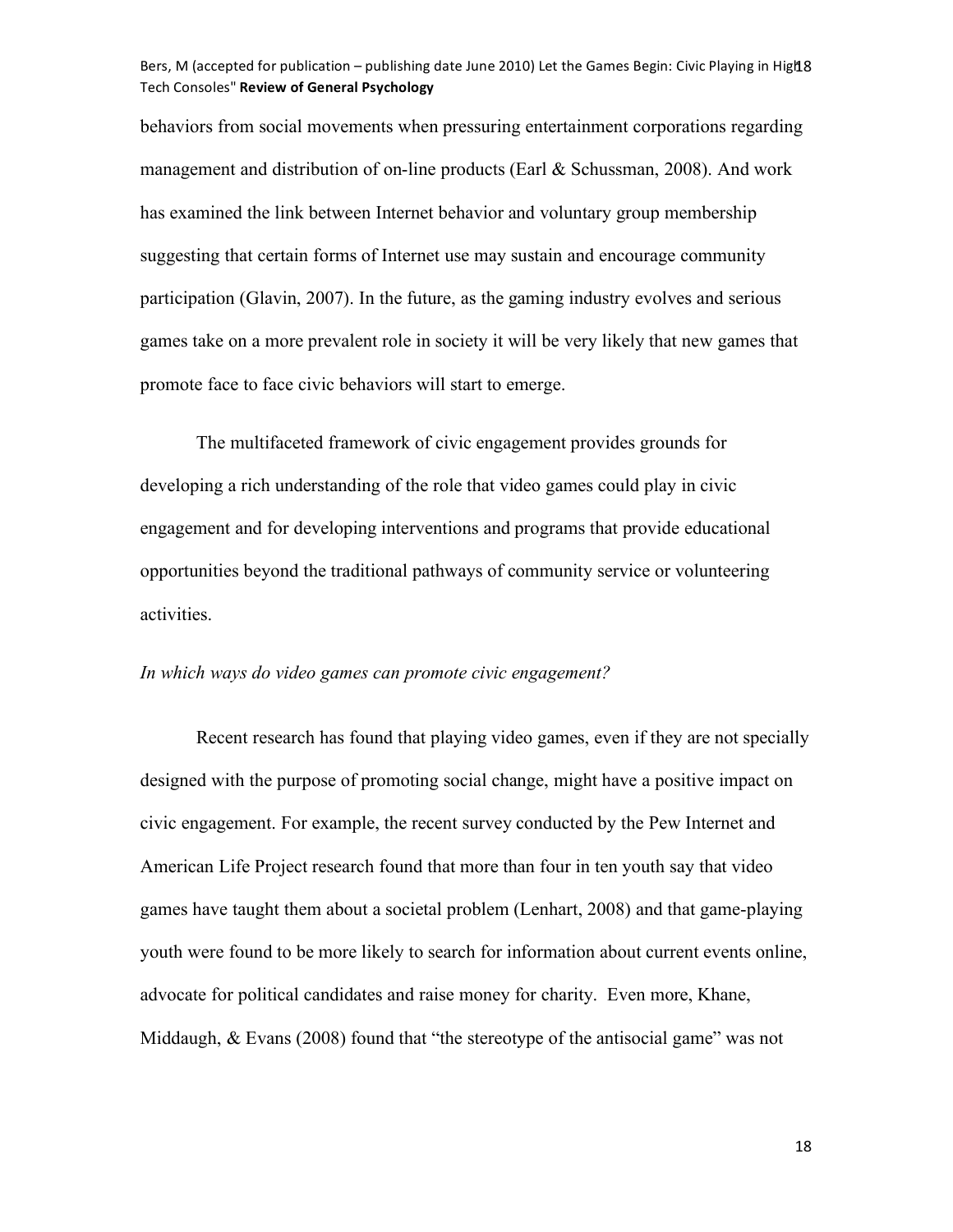behaviors from social movements when pressuring entertainment corporations regarding management and distribution of on-line products (Earl & Schussman, 2008). And work has examined the link between Internet behavior and voluntary group membership suggesting that certain forms of Internet use may sustain and encourage community participation (Glavin, 2007). In the future, as the gaming industry evolves and serious games take on a more prevalent role in society it will be very likely that new games that promote face to face civic behaviors will start to emerge.

The multifaceted framework of civic engagement provides grounds for developing a rich understanding of the role that video games could play in civic engagement and for developing interventions and programs that provide educational opportunities beyond the traditional pathways of community service or volunteering activities.

*In which ways do video games can promote civic engagement?*

Recent research has found that playing video games, even if they are not specially designed with the purpose of promoting social change, might have a positive impact on civic engagement. For example, the recent survey conducted by the Pew Internet and American Life Project research found that more than four in ten youth say that video games have taught them about a societal problem (Lenhart, 2008) and that game-playing youth were found to be more likely to search for information about current events online, advocate for political candidates and raise money for charity. Even more, Khane, Middaugh, & Evans (2008) found that "the stereotype of the antisocial game" was not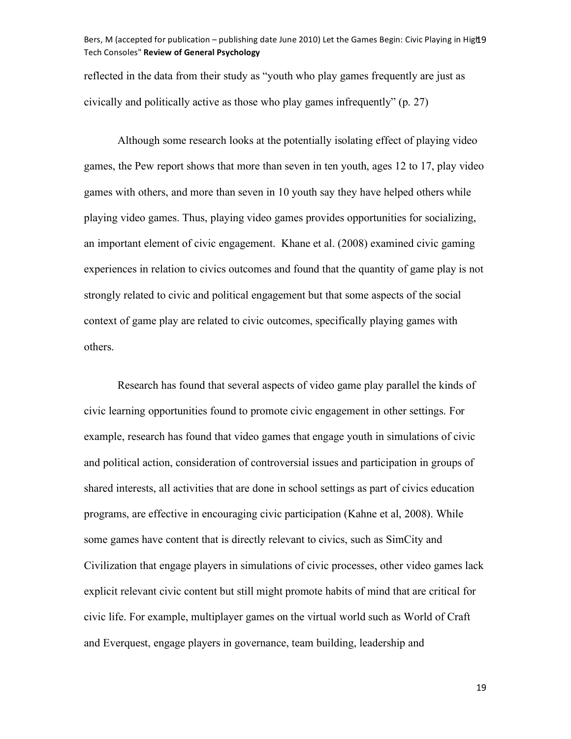reflected in the data from their study as "youth who play games frequently are just as civically and politically active as those who play games infrequently" (p. 27)

Although some research looks at the potentially isolating effect of playing video games, the Pew report shows that more than seven in ten youth, ages 12 to 17, play video games with others, and more than seven in 10 youth say they have helped others while playing video games. Thus, playing video games provides opportunities for socializing, an important element of civic engagement. Khane et al. (2008) examined civic gaming experiences in relation to civics outcomes and found that the quantity of game play is not strongly related to civic and political engagement but that some aspects of the social context of game play are related to civic outcomes, specifically playing games with others.

Research has found that several aspects of video game play parallel the kinds of civic learning opportunities found to promote civic engagement in other settings. For example, research has found that video games that engage youth in simulations of civic and political action, consideration of controversial issues and participation in groups of shared interests, all activities that are done in school settings as part of civics education programs, are effective in encouraging civic participation (Kahne et al, 2008). While some games have content that is directly relevant to civics, such as SimCity and Civilization that engage players in simulations of civic processes, other video games lack explicit relevant civic content but still might promote habits of mind that are critical for civic life. For example, multiplayer games on the virtual world such as World of Craft and Everquest, engage players in governance, team building, leadership and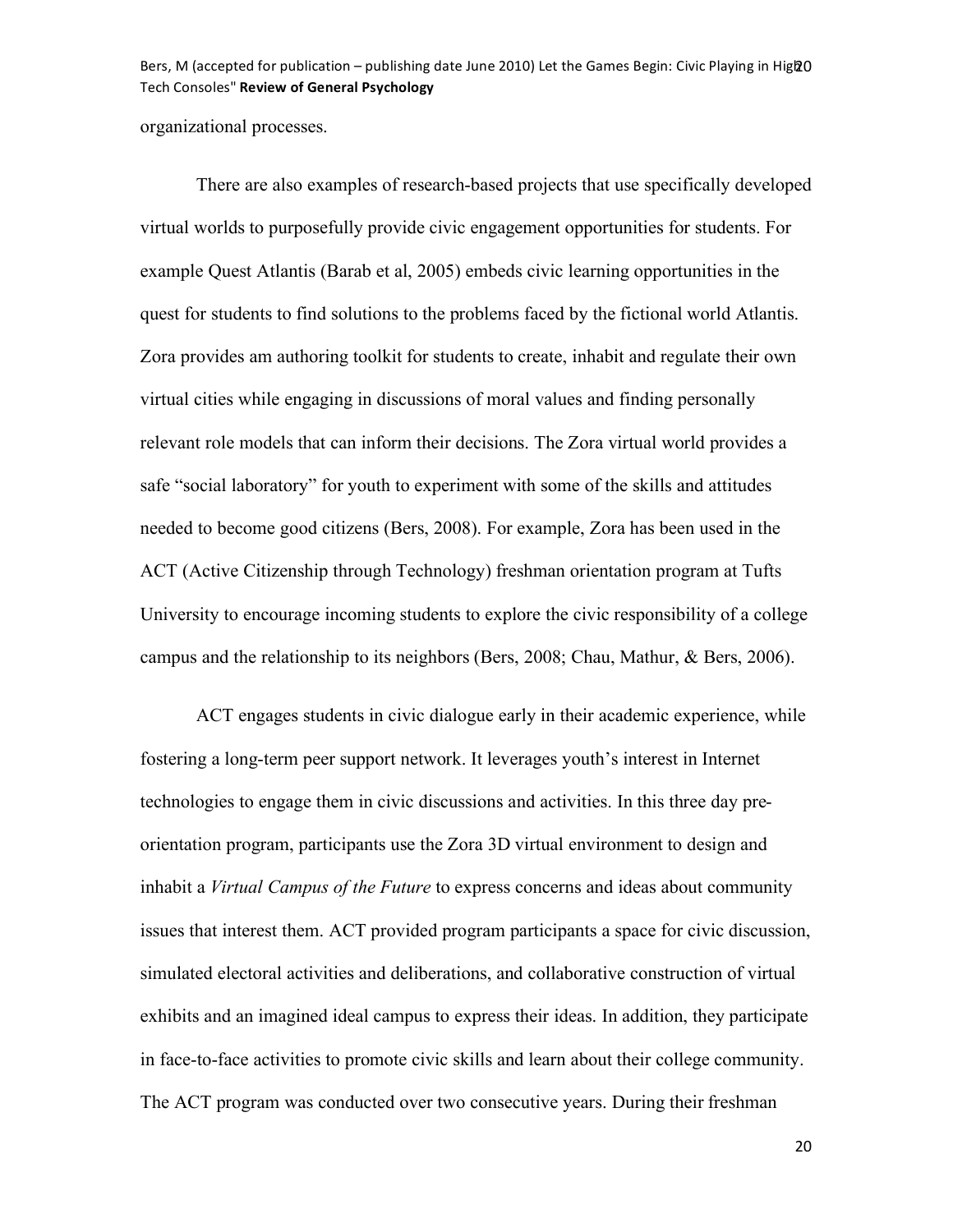organizational processes.

There are also examples of research-based projects that use specifically developed virtual worlds to purposefully provide civic engagement opportunities for students. For example Quest Atlantis (Barab et al, 2005) embeds civic learning opportunities in the quest for students to find solutions to the problems faced by the fictional world Atlantis. Zora provides am authoring toolkit for students to create, inhabit and regulate their own virtual cities while engaging in discussions of moral values and finding personally relevant role models that can inform their decisions. The Zora virtual world provides a safe "social laboratory" for youth to experiment with some of the skills and attitudes needed to become good citizens (Bers, 2008). For example, Zora has been used in the ACT (Active Citizenship through Technology) freshman orientation program at Tufts University to encourage incoming students to explore the civic responsibility of a college campus and the relationship to its neighbors (Bers, 2008; Chau, Mathur, & Bers, 2006).

ACT engages students in civic dialogue early in their academic experience, while fostering a long-term peer support network. It leverages youth's interest in Internet technologies to engage them in civic discussions and activities. In this three day pre-orientation program, participants use the Zora 3D virtual environment to design and inhabit a *Virtual Campus of the Future* to express concerns and ideas about community issues that interest them. ACT provided program participants a space for civic discussion, simulated electoral activities and deliberations, and collaborative construction of virtual exhibits and an imagined ideal campus to express their ideas. In addition, they participate in face-to-face activities to promote civic skills and learn about their college community. The ACT program was conducted over two consecutive years. During their freshman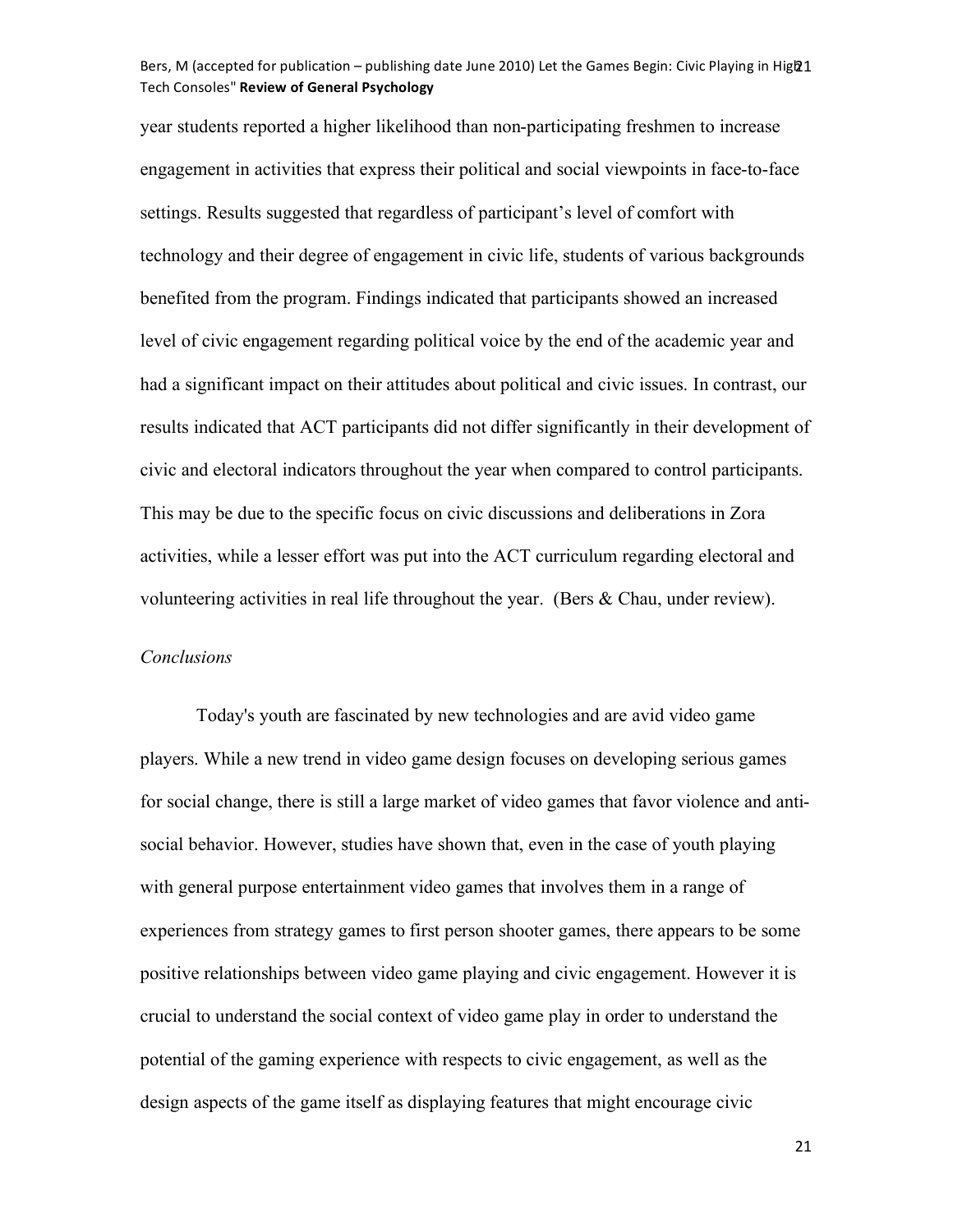year students reported a higher likelihood than non-participating freshmen to increase engagement in activities that express their political and social viewpoints in face-to-face settings. Results suggested that regardless of participant's level of comfort with technology and their degree of engagement in civic life, students of various backgrounds benefited from the program. Findings indicated that participants showed an increased level of civic engagement regarding political voice by the end of the academic year and had a significant impact on their attitudes about political and civic issues. In contrast, our results indicated that ACT participants did not differ significantly in their development of civic and electoral indicators throughout the year when compared to control participants. This may be due to the specific focus on civic discussions and deliberations in Zora activities, while a lesser effort was put into the ACT curriculum regarding electoral and volunteering activities in real life throughout the year. (Bers & Chau, under review).

*Conclusions*

Today's youth are fascinated by new technologies and are avid video game players. While a new trend in video game design focuses on developing serious games for social change, there is still a large market of video games that favor violence and anti-social behavior. However, studies have shown that, even in the case of youth playing with general purpose entertainment video games that involves them in a range of experiences from strategy games to first person shooter games, there appears to be some positive relationships between video game playing and civic engagement. However it is crucial to understand the social context of video game play in order to understand the potential of the gaming experience with respects to civic engagement, as well as the design aspects of the game itself as displaying features that might encourage civic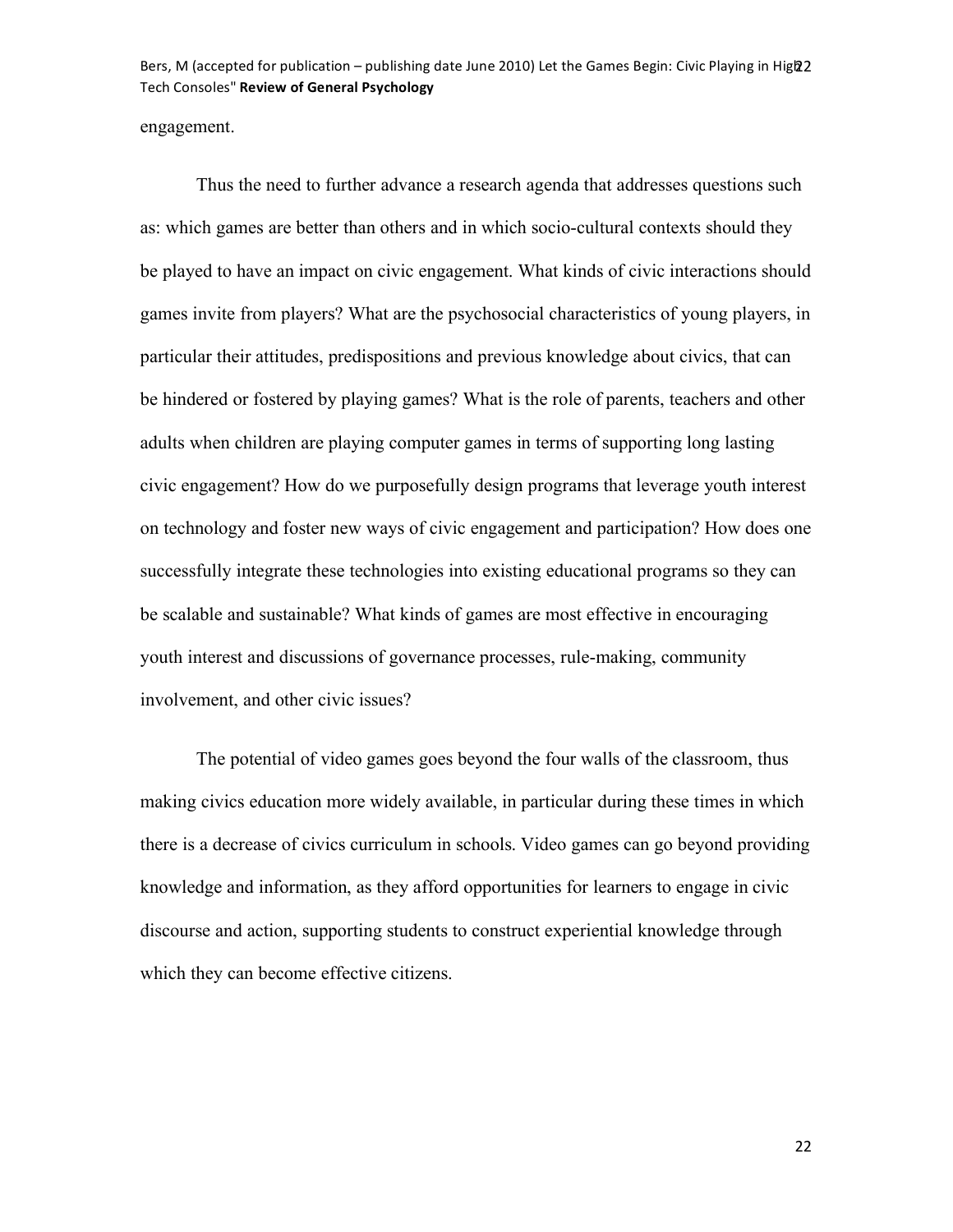engagement.

Thus the need to further advance a research agenda that addresses questions such as: which games are better than others and in which socio-cultural contexts should they be played to have an impact on civic engagement. What kinds of civic interactions should games invite from players? What are the psychosocial characteristics of young players, in particular their attitudes, predispositions and previous knowledge about civics, that can be hindered or fostered by playing games? What is the role of parents, teachers and other adults when children are playing computer games in terms of supporting long lasting civic engagement? How do we purposefully design programs that leverage youth interest on technology and foster new ways of civic engagement and participation? How does one successfully integrate these technologies into existing educational programs so they can be scalable and sustainable? What kinds of games are most effective in encouraging youth interest and discussions of governance processes, rule-making, community involvement, and other civic issues?

The potential of video games goes beyond the four walls of the classroom, thus making civics education more widely available, in particular during these times in which there is a decrease of civics curriculum in schools. Video games can go beyond providing knowledge and information, as they afford opportunities for learners to engage in civic discourse and action, supporting students to construct experiential knowledge through which they can become effective citizens.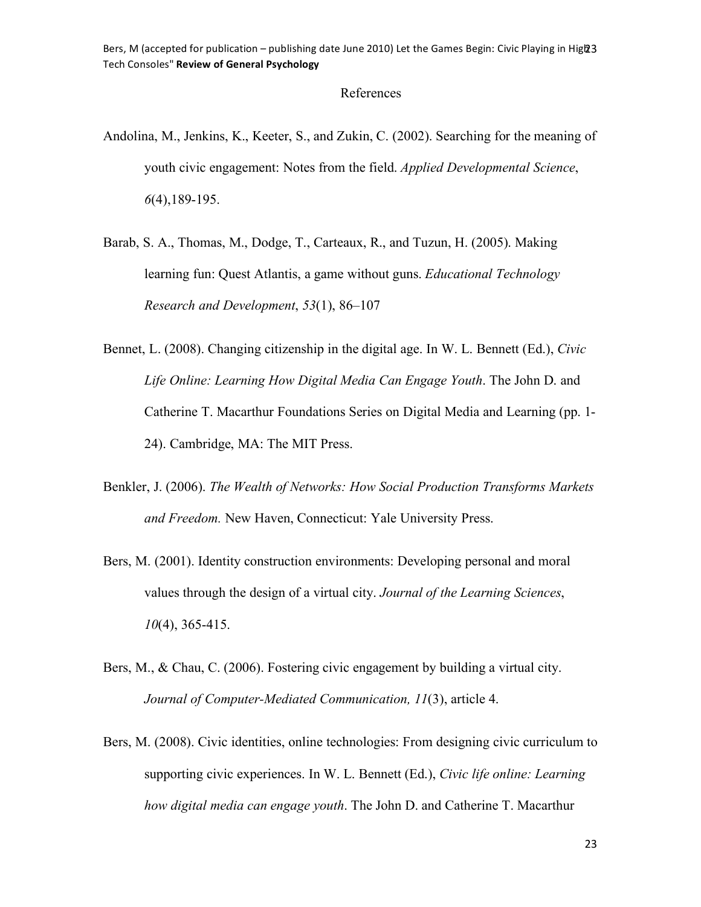References

Andolina, M., Jenkins, K., Keeter, S., and Zukin, C. (2002). Searching for the meaning of youth civic engagement: Notes from the field. *Applied Developmental Science*, *6*(4),189-195.

Barab, S. A., Thomas, M., Dodge, T., Carteaux, R., and Tuzun, H. (2005). Making learning fun: Quest Atlantis, a game without guns. *Educational Technology Research and Development*, *53*(1), 86–107

Bennet, L. (2008). Changing citizenship in the digital age. In W. L. Bennett (Ed.), *Civic Life Online: Learning How Digital Media Can Engage Youth*. The John D. and Catherine T. Macarthur Foundations Series on Digital Media and Learning (pp. 1-24). Cambridge, MA: The MIT Press.

Benkler, J. (2006). *The Wealth of Networks: How Social Production Transforms Markets and Freedom.* New Haven, Connecticut: Yale University Press.

Bers, M. (2001). Identity construction environments: Developing personal and moral values through the design of a virtual city. *Journal of the Learning Sciences*, *10*(4), 365-415.

Bers, M., & Chau, C. (2006). Fostering civic engagement by building a virtual city. *Journal of Computer-Mediated Communication, 11*(3), article 4.

Bers, M. (2008). Civic identities, online technologies: From designing civic curriculum to supporting civic experiences. In W. L. Bennett (Ed.), *Civic life online: Learning how digital media can engage youth*. The John D. and Catherine T. Macarthur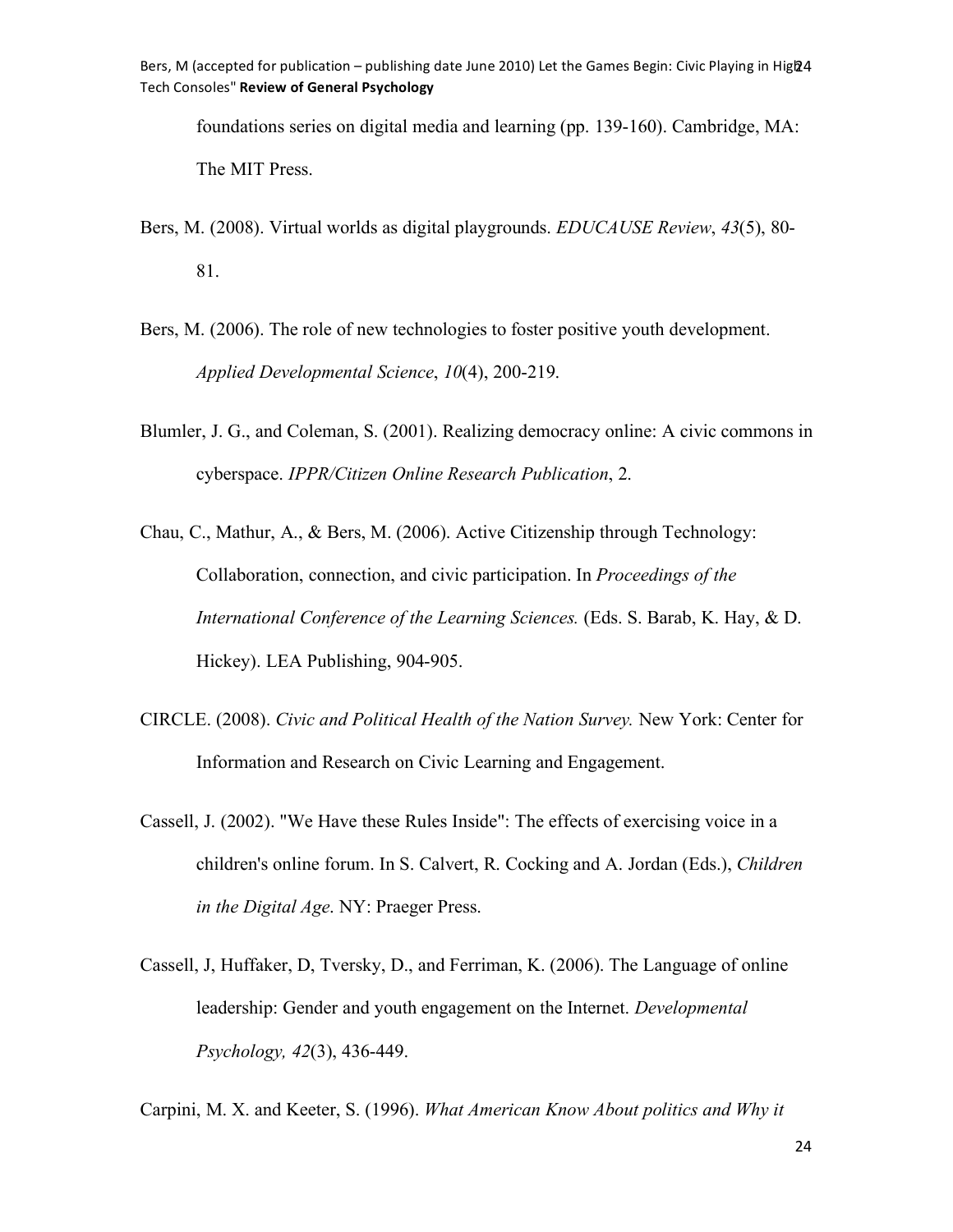foundations series on digital media and learning (pp. 139-160). Cambridge, MA: The MIT Press.

Bers, M. (2008). Virtual worlds as digital playgrounds. *EDUCAUSE Review*, *43*(5), 80-81.

Bers, M. (2006). The role of new technologies to foster positive youth development. *Applied Developmental Science*, *10*(4), 200-219.

Blumler, J. G., and Coleman, S. (2001). Realizing democracy online: A civic commons in cyberspace. *IPPR/Citizen Online Research Publication*, 2.

Chau, C., Mathur, A., & Bers, M. (2006). Active Citizenship through Technology: Collaboration, connection, and civic participation. In *Proceedings of the International Conference of the Learning Sciences.* (Eds. S. Barab, K. Hay, & D. Hickey). LEA Publishing, 904-905.

CIRCLE. (2008). *Civic and Political Health of the Nation Survey.* New York: Center for Information and Research on Civic Learning and Engagement.

Cassell, J. (2002). "We Have these Rules Inside": The effects of exercising voice in a children's online forum. In S. Calvert, R. Cocking and A. Jordan (Eds.), *Children in the Digital Age*. NY: Praeger Press.

Cassell, J, Huffaker, D, Tversky, D., and Ferriman, K. (2006). The Language of online leadership: Gender and youth engagement on the Internet. *Developmental Psychology, 42*(3), 436-449.

Carpini, M. X. and Keeter, S. (1996). *What American Know About politics and Why it*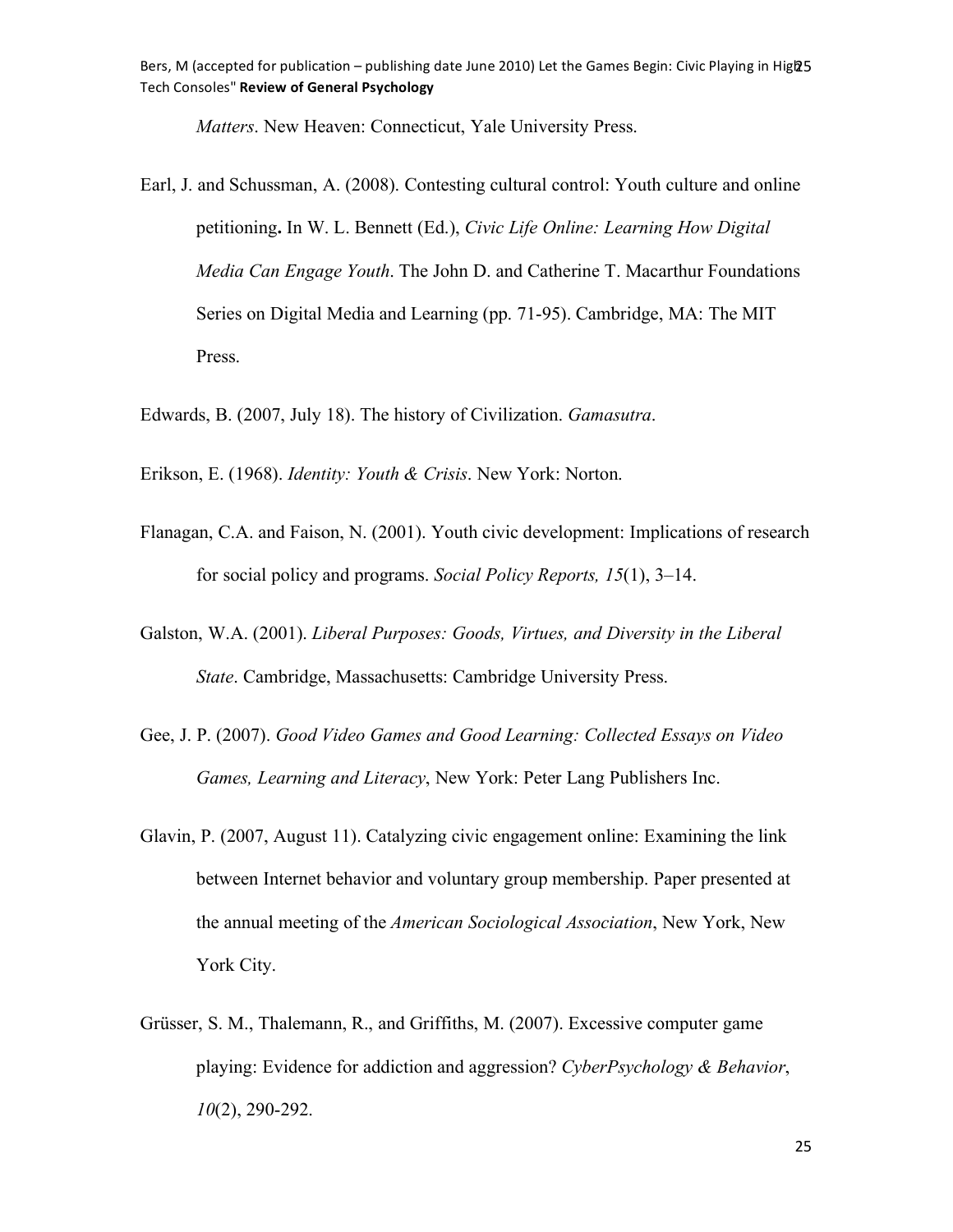*Matters*. New Heaven: Connecticut, Yale University Press.

Earl, J. and Schussman, A. (2008). Contesting cultural control: Youth culture and online petitioning**.** In W. L. Bennett (Ed.), *Civic Life Online: Learning How Digital Media Can Engage Youth*. The John D. and Catherine T. Macarthur Foundations Series on Digital Media and Learning (pp. 71-95). Cambridge, MA: The MIT Press.

Edwards, B. (2007, July 18). The history of Civilization. *Gamasutra*.

Erikson, E. (1968). *Identity: Youth & Crisis*. New York: Norton.

Flanagan, C.A. and Faison, N. (2001). Youth civic development: Implications of research for social policy and programs. *Social Policy Reports, 15*(1), 3–14.

Galston, W.A. (2001). *Liberal Purposes: Goods, Virtues, and Diversity in the Liberal State*. Cambridge, Massachusetts: Cambridge University Press.

Gee, J. P. (2007). *Good Video Games and Good Learning: Collected Essays on Video Games, Learning and Literacy*, New York: Peter Lang Publishers Inc.

Glavin, P. (2007, August 11). Catalyzing civic engagement online: Examining the link between Internet behavior and voluntary group membership. Paper presented at the annual meeting of the *American Sociological Association*, New York, New York City.

Grüsser, S. M., Thalemann, R., and Griffiths, M. (2007). Excessive computer game playing: Evidence for addiction and aggression? *CyberPsychology & Behavior*, *10*(2), 290-292.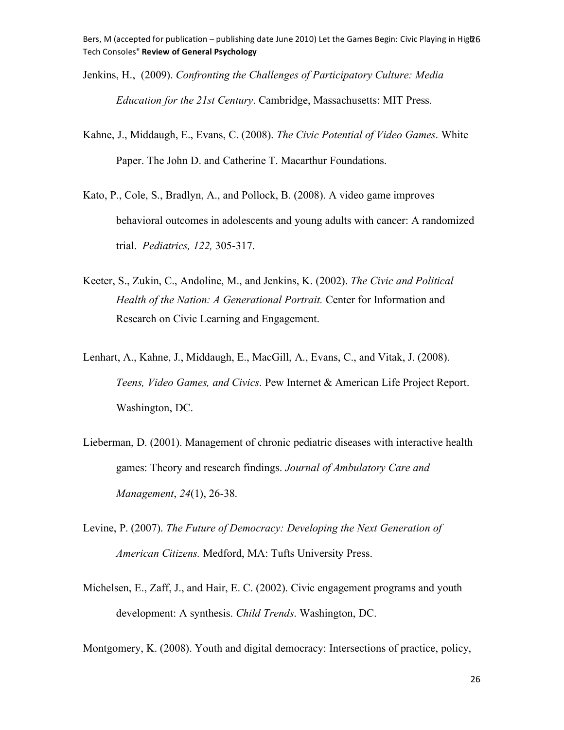Jenkins, H., (2009). *Confronting the Challenges of Participatory Culture: Media Education for the 21st Century*. Cambridge, Massachusetts: MIT Press.

Kahne, J., Middaugh, E., Evans, C. (2008). *The Civic Potential of Video Games*. White Paper. The John D. and Catherine T. Macarthur Foundations.

Kato, P., Cole, S., Bradlyn, A., and Pollock, B. (2008). A video game improves behavioral outcomes in adolescents and young adults with cancer: A randomized trial. *Pediatrics, 122,* 305-317.

Keeter, S., Zukin, C., Andoline, M., and Jenkins, K. (2002). *The Civic and Political Health of the Nation: A Generational Portrait.* Center for Information and Research on Civic Learning and Engagement.

Lenhart, A., Kahne, J., Middaugh, E., MacGill, A., Evans, C., and Vitak, J. (2008). *Teens, Video Games, and Civics*. Pew Internet & American Life Project Report. Washington, DC.

Lieberman, D. (2001). Management of chronic pediatric diseases with interactive health games: Theory and research findings. *Journal of Ambulatory Care and Management*, *24*(1), 26-38.

Levine, P. (2007). *The Future of Democracy: Developing the Next Generation of American Citizens.* Medford, MA: Tufts University Press.

Michelsen, E., Zaff, J., and Hair, E. C. (2002). Civic engagement programs and youth development: A synthesis. *Child Trends*. Washington, DC.

Montgomery, K. (2008). Youth and digital democracy: Intersections of practice, policy,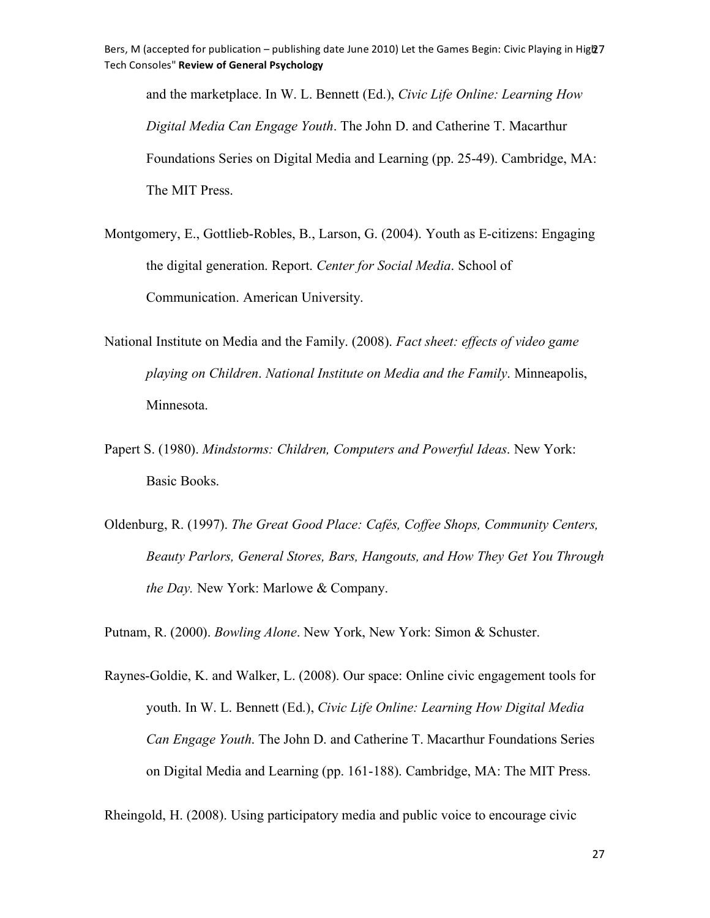and the marketplace. In W. L. Bennett (Ed.), *Civic Life Online: Learning How Digital Media Can Engage Youth*. The John D. and Catherine T. Macarthur Foundations Series on Digital Media and Learning (pp. 25-49). Cambridge, MA: The MIT Press.

Montgomery, E., Gottlieb-Robles, B., Larson, G. (2004). Youth as E-citizens: Engaging the digital generation. Report. *Center for Social Media*. School of Communication. American University.

National Institute on Media and the Family. (2008). *Fact sheet: effects of video game playing on Children*. *National Institute on Media and the Family*. Minneapolis, Minnesota.

Papert S. (1980). *Mindstorms: Children, Computers and Powerful Ideas*. New York: Basic Books.

Oldenburg, R. (1997). *The Great Good Place: Cafés, Coffee Shops, Community Centers, Beauty Parlors, General Stores, Bars, Hangouts, and How They Get You Through the Day.* New York: Marlowe & Company.

Putnam, R. (2000). *Bowling Alone*. New York, New York: Simon & Schuster.

Raynes-Goldie, K. and Walker, L. (2008). Our space: Online civic engagement tools for youth. In W. L. Bennett (Ed.), *Civic Life Online: Learning How Digital Media Can Engage Youth*. The John D. and Catherine T. Macarthur Foundations Series on Digital Media and Learning (pp. 161-188). Cambridge, MA: The MIT Press.

Rheingold, H. (2008). Using participatory media and public voice to encourage civic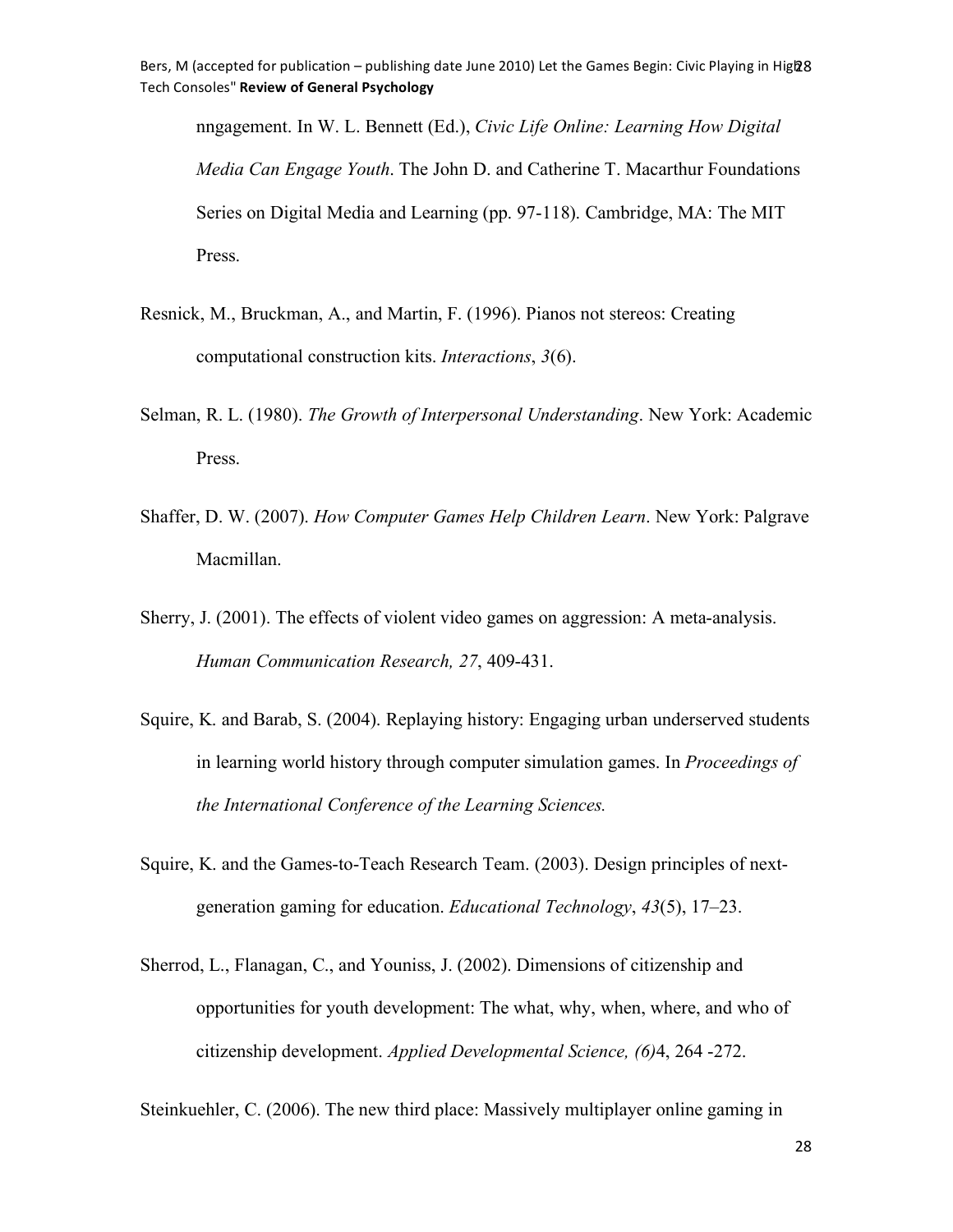nngagement. In W. L. Bennett (Ed.), *Civic Life Online: Learning How Digital Media Can Engage Youth*. The John D. and Catherine T. Macarthur Foundations Series on Digital Media and Learning (pp. 97-118). Cambridge, MA: The MIT Press.

Resnick, M., Bruckman, A., and Martin, F. (1996). Pianos not stereos: Creating computational construction kits. *Interactions*, *3*(6).

Selman, R. L. (1980). *The Growth of Interpersonal Understanding*. New York: Academic Press.

Shaffer, D. W. (2007). *How Computer Games Help Children Learn*. New York: Palgrave Macmillan.

Sherry, J. (2001). The effects of violent video games on aggression: A meta-analysis. *Human Communication Research, 27*, 409-431.

Squire, K. and Barab, S. (2004). Replaying history: Engaging urban underserved students in learning world history through computer simulation games. In *Proceedings of the International Conference of the Learning Sciences.*

Squire, K. and the Games-to-Teach Research Team. (2003). Design principles of next-generation gaming for education. *Educational Technology*, *43*(5), 17–23.

Sherrod, L., Flanagan, C., and Youniss, J. (2002). Dimensions of citizenship and opportunities for youth development: The what, why, when, where, and who of citizenship development. *Applied Developmental Science, (6)*4, 264 -272.

Steinkuehler, C. (2006). The new third place: Massively multiplayer online gaming in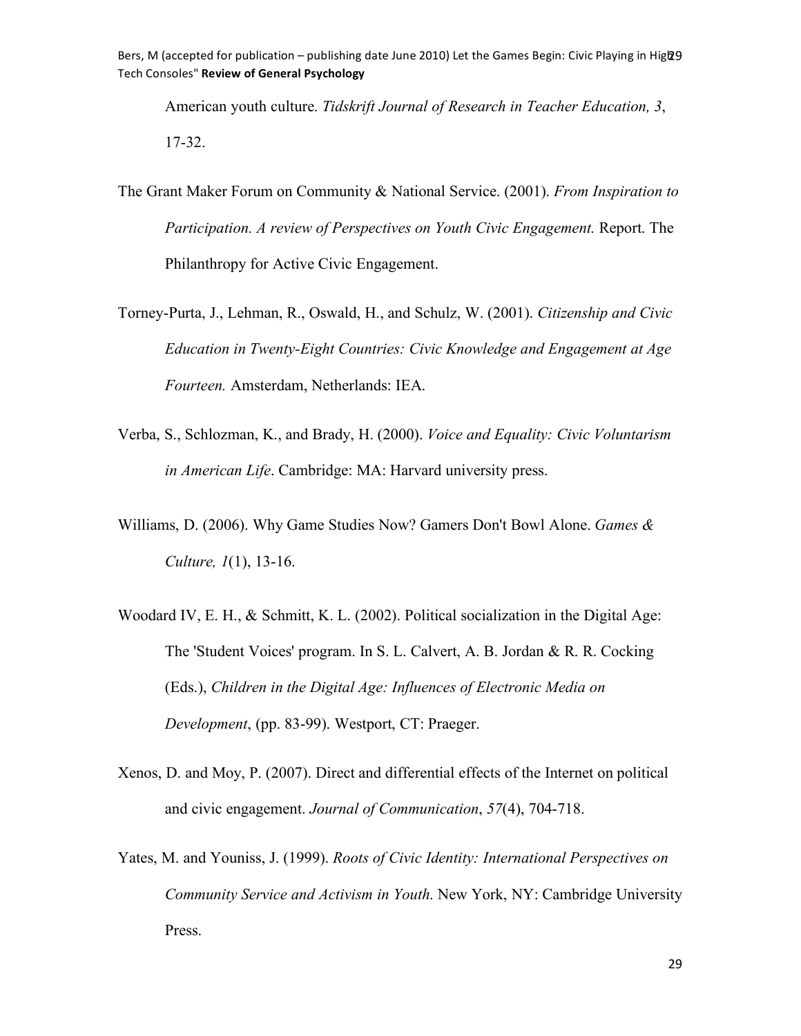American youth culture. *Tidskrift Journal of Research in Teacher Education, 3*, 17-32.

The Grant Maker Forum on Community & National Service. (2001). *From Inspiration to Participation. A review of Perspectives on Youth Civic Engagement.* Report. The Philanthropy for Active Civic Engagement.

Torney-Purta, J., Lehman, R., Oswald, H., and Schulz, W. (2001). *Citizenship and Civic Education in Twenty-Eight Countries: Civic Knowledge and Engagement at Age Fourteen.* Amsterdam, Netherlands: IEA.

Verba, S., Schlozman, K., and Brady, H. (2000). *Voice and Equality: Civic Voluntarism in American Life*. Cambridge: MA: Harvard university press.

Williams, D. (2006). Why Game Studies Now? Gamers Don't Bowl Alone. *Games & Culture, 1*(1), 13-16.

Woodard IV, E. H., & Schmitt, K. L. (2002). Political socialization in the Digital Age: The 'Student Voices' program. In S. L. Calvert, A. B. Jordan & R. R. Cocking (Eds.), *Children in the Digital Age: Influences of Electronic Media on Development*, (pp. 83-99). Westport, CT: Praeger.

Xenos, D. and Moy, P. (2007). Direct and differential effects of the Internet on political and civic engagement. *Journal of Communication*, *57*(4), 704-718.

Yates, M. and Youniss, J. (1999). *Roots of Civic Identity: International Perspectives on Community Service and Activism in Youth*. New York, NY: Cambridge University Press.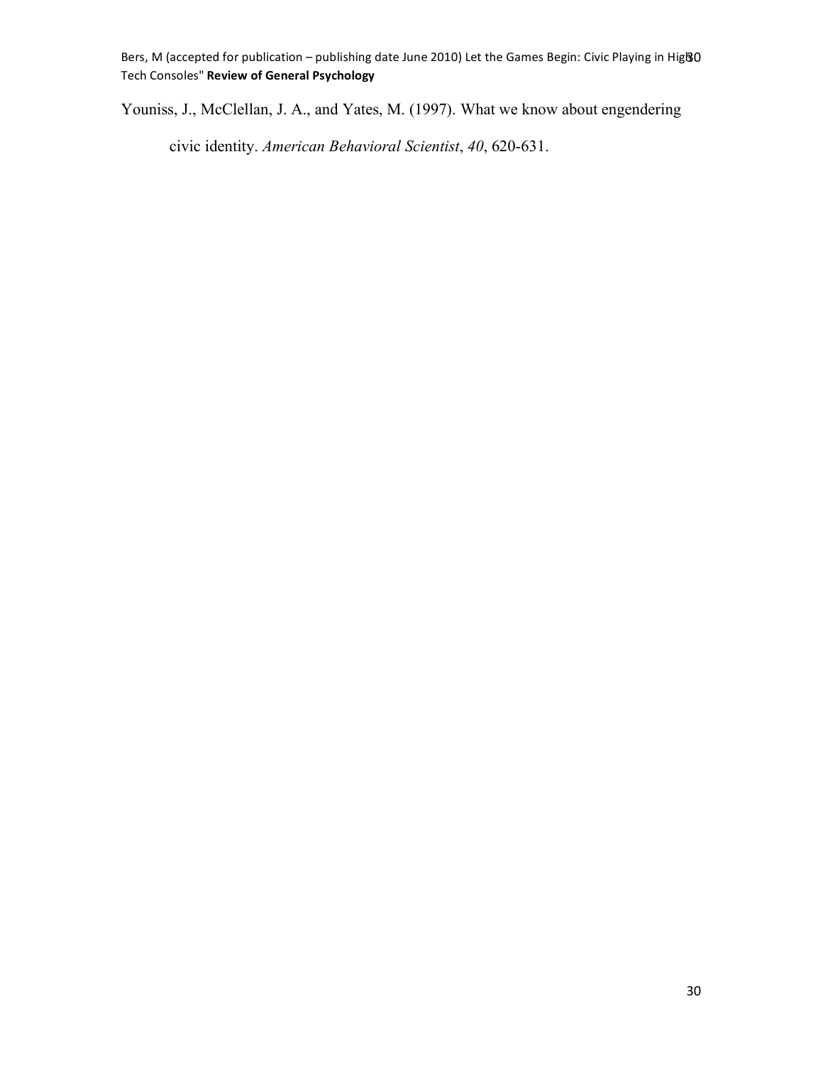Youniss, J., McClellan, J. A., and Yates, M. (1997). What we know about engendering civic identity. *American Behavioral Scientist*, *40*, 620-631.